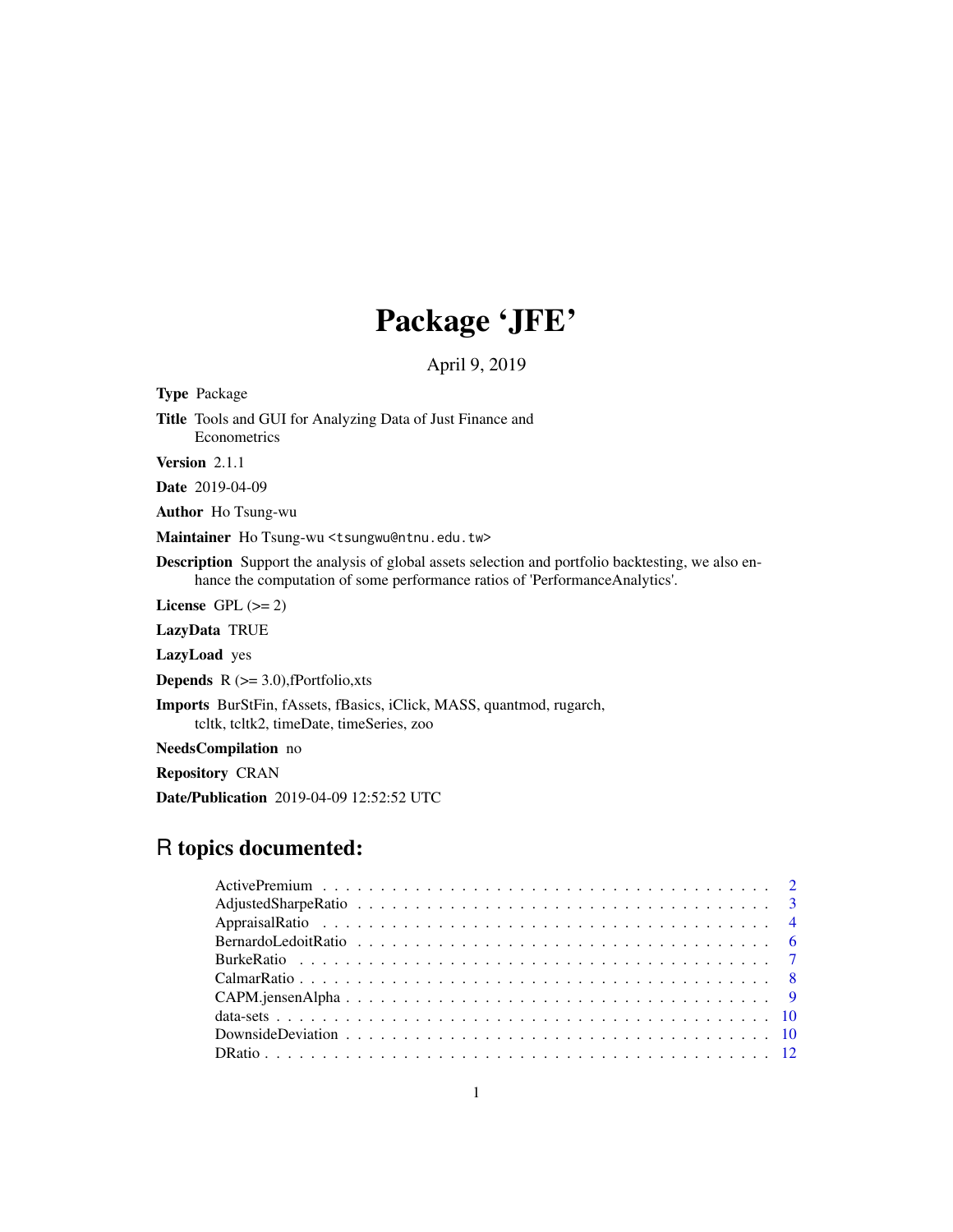# Package 'JFE'

April 9, 2019

**Type** Package

**Title** Tools and GUI for Analyzing Data of Just Finance and Econometrics

**Version** 2.1.1

**Date** 2019-04-09

**Author** Ho Tsung-wu

**Maintainer** Ho Tsung-wu <tsungwu@ntnu.edu.tw>

**Description** Support the analysis of global assets selection and portfolio backtesting, we also enhance the computation of some performance ratios of 'PerformanceAnalytics'.

**License** GPL (>= 2)

**LazyData** TRUE

**LazyLoad** yes

**Depends** R (>= 3.0),fPortfolio,xts

**Imports** BurStFin, fAssets, fBasics, iClick, MASS, quantmod, rugarch, tcltk, tcltk2, timeDate, timeSeries, zoo

**NeedsCompilation** no

**Repository** CRAN

**Date/Publication** 2019-04-09 12:52:52 UTC

## R topics documented:

- ActivePremium . . . . . . . . . . . . . . . . . . . . . . . . . . . . . . . . . . . . 2
- AdjustedSharpeRatio . . . . . . . . . . . . . . . . . . . . . . . . . . . . . . . . 3
- AppraisalRatio . . . . . . . . . . . . . . . . . . . . . . . . . . . . . . . . . . . . 4
- BernardoLedoitRatio . . . . . . . . . . . . . . . . . . . . . . . . . . . . . . . . 6
- BurkeRatio . . . . . . . . . . . . . . . . . . . . . . . . . . . . . . . . . . . . . . 7
- CalmarRatio . . . . . . . . . . . . . . . . . . . . . . . . . . . . . . . . . . . . . 8
- CAPM.jensenAlpha . . . . . . . . . . . . . . . . . . . . . . . . . . . . . . . . . 9
- data-sets . . . . . . . . . . . . . . . . . . . . . . . . . . . . . . . . . . . . . . . 10
- DownsideDeviation . . . . . . . . . . . . . . . . . . . . . . . . . . . . . . . . . 10
- DRatio . . . . . . . . . . . . . . . . . . . . . . . . . . . . . . . . . . . . . . . . 12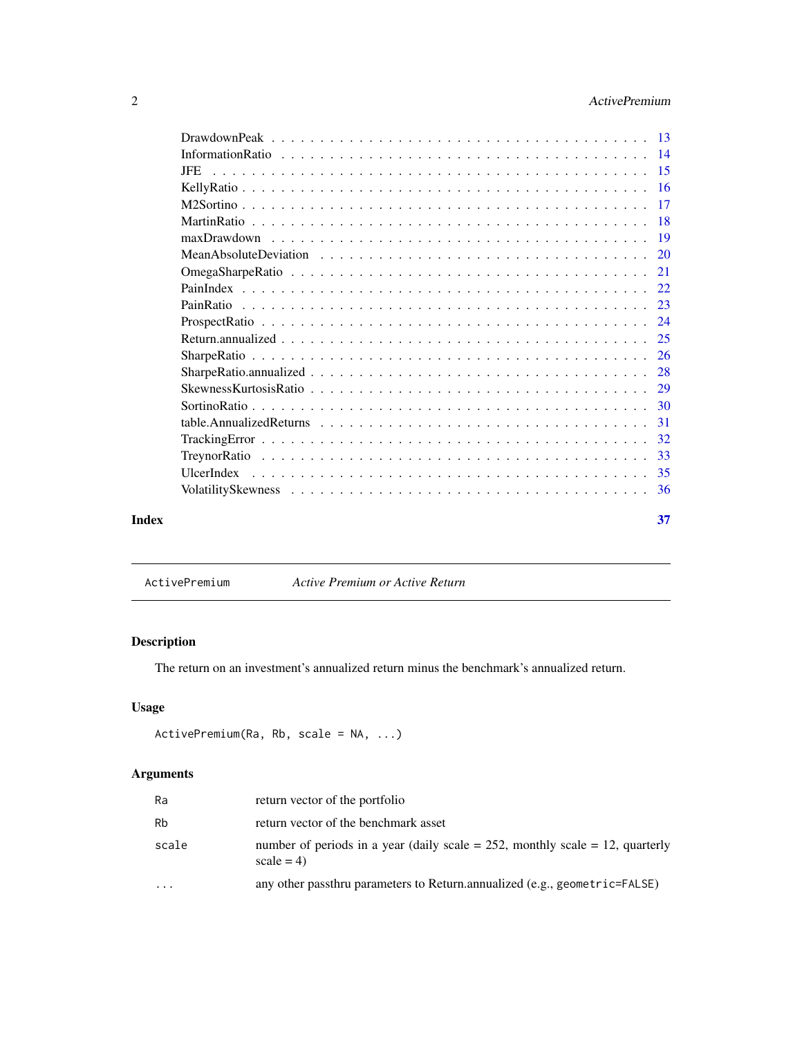DrawdownPeak . . . . . . . . . . . . . . . . . . . . . . . . . . . . . . . . . . . . . 13
InformationRatio . . . . . . . . . . . . . . . . . . . . . . . . . . . . . . . . . . . 14
JFE . . . . . . . . . . . . . . . . . . . . . . . . . . . . . . . . . . . . . . . . . . 15
KellyRatio . . . . . . . . . . . . . . . . . . . . . . . . . . . . . . . . . . . . . . 16
M2Sortino . . . . . . . . . . . . . . . . . . . . . . . . . . . . . . . . . . . . . . 17
MartinRatio . . . . . . . . . . . . . . . . . . . . . . . . . . . . . . . . . . . . . 18
maxDrawdown . . . . . . . . . . . . . . . . . . . . . . . . . . . . . . . . . . . . . 19
MeanAbsoluteDeviation . . . . . . . . . . . . . . . . . . . . . . . . . . . . . . . . 20
OmegaSharpeRatio . . . . . . . . . . . . . . . . . . . . . . . . . . . . . . . . . . 21
PainIndex . . . . . . . . . . . . . . . . . . . . . . . . . . . . . . . . . . . . . . 22
PainRatio . . . . . . . . . . . . . . . . . . . . . . . . . . . . . . . . . . . . . . 23
ProspectRatio . . . . . . . . . . . . . . . . . . . . . . . . . . . . . . . . . . . . 24
Return.annualized . . . . . . . . . . . . . . . . . . . . . . . . . . . . . . . . . . 25
SharpeRatio . . . . . . . . . . . . . . . . . . . . . . . . . . . . . . . . . . . . . 26
SharpeRatio.annualized . . . . . . . . . . . . . . . . . . . . . . . . . . . . . . . 28
SkewnessKurtosisRatio . . . . . . . . . . . . . . . . . . . . . . . . . . . . . . . . 29
SortinoRatio . . . . . . . . . . . . . . . . . . . . . . . . . . . . . . . . . . . . . 30
table.AnnualizedReturns . . . . . . . . . . . . . . . . . . . . . . . . . . . . . . . 31
TrackingError . . . . . . . . . . . . . . . . . . . . . . . . . . . . . . . . . . . . 32
TreynorRatio . . . . . . . . . . . . . . . . . . . . . . . . . . . . . . . . . . . . . 33
UlcerIndex . . . . . . . . . . . . . . . . . . . . . . . . . . . . . . . . . . . . . . 35
VolatilitySkewness . . . . . . . . . . . . . . . . . . . . . . . . . . . . . . . . . . 36

**Index** **37**

---

`ActivePremium` *Active Premium or Active Return*

---

## Description

The return on an investment's annualized return minus the benchmark's annualized return.

## Usage

```
ActivePremium(Ra, Rb, scale = NA, ...)
```

## Arguments

| | |
|---|---|
| `Ra` | return vector of the portfolio |
| `Rb` | return vector of the benchmark asset |
| `scale` | number of periods in a year (daily scale = 252, monthly scale = 12, quarterly scale = 4) |
| `...` | any other passthru parameters to Return.annualized (e.g., `geometric=FALSE`) |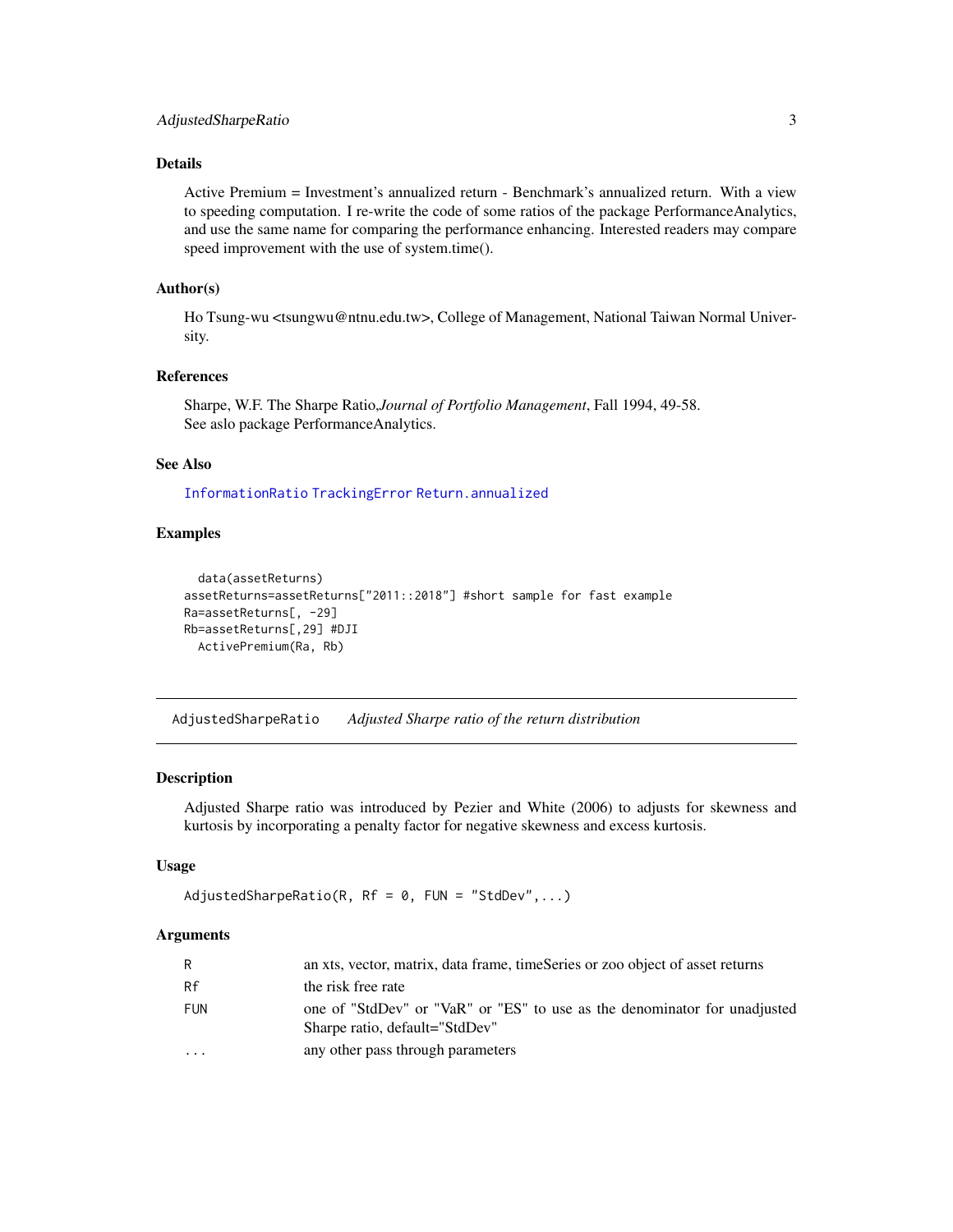### Details

Active Premium = Investment's annualized return - Benchmark's annualized return. With a view to speeding computation. I re-write the code of some ratios of the package PerformanceAnalytics, and use the same name for comparing the performance enhancing. Interested readers may compare speed improvement with the use of system.time().

### Author(s)

Ho Tsung-wu <tsungwu@ntnu.edu.tw>, College of Management, National Taiwan Normal University.

### References

Sharpe, W.F. The Sharpe Ratio,*Journal of Portfolio Management*, Fall 1994, 49-58.
See aslo package PerformanceAnalytics.

### See Also

InformationRatio TrackingError Return.annualized

### Examples

```
  data(assetReturns)
assetReturns=assetReturns["2011::2018"] #short sample for fast example
Ra=assetReturns[, -29]
Rb=assetReturns[,29] #DJI
  ActivePremium(Ra, Rb)
```

---

## AdjustedSharpeRatio *Adjusted Sharpe ratio of the return distribution*

### Description

Adjusted Sharpe ratio was introduced by Pezier and White (2006) to adjusts for skewness and kurtosis by incorporating a penalty factor for negative skewness and excess kurtosis.

### Usage

```
AdjustedSharpeRatio(R, Rf = 0, FUN = "StdDev",...)
```

### Arguments

| | |
|---|---|
| R | an xts, vector, matrix, data frame, timeSeries or zoo object of asset returns |
| Rf | the risk free rate |
| FUN | one of "StdDev" or "VaR" or "ES" to use as the denominator for unadjusted Sharpe ratio, default="StdDev" |
| ... | any other pass through parameters |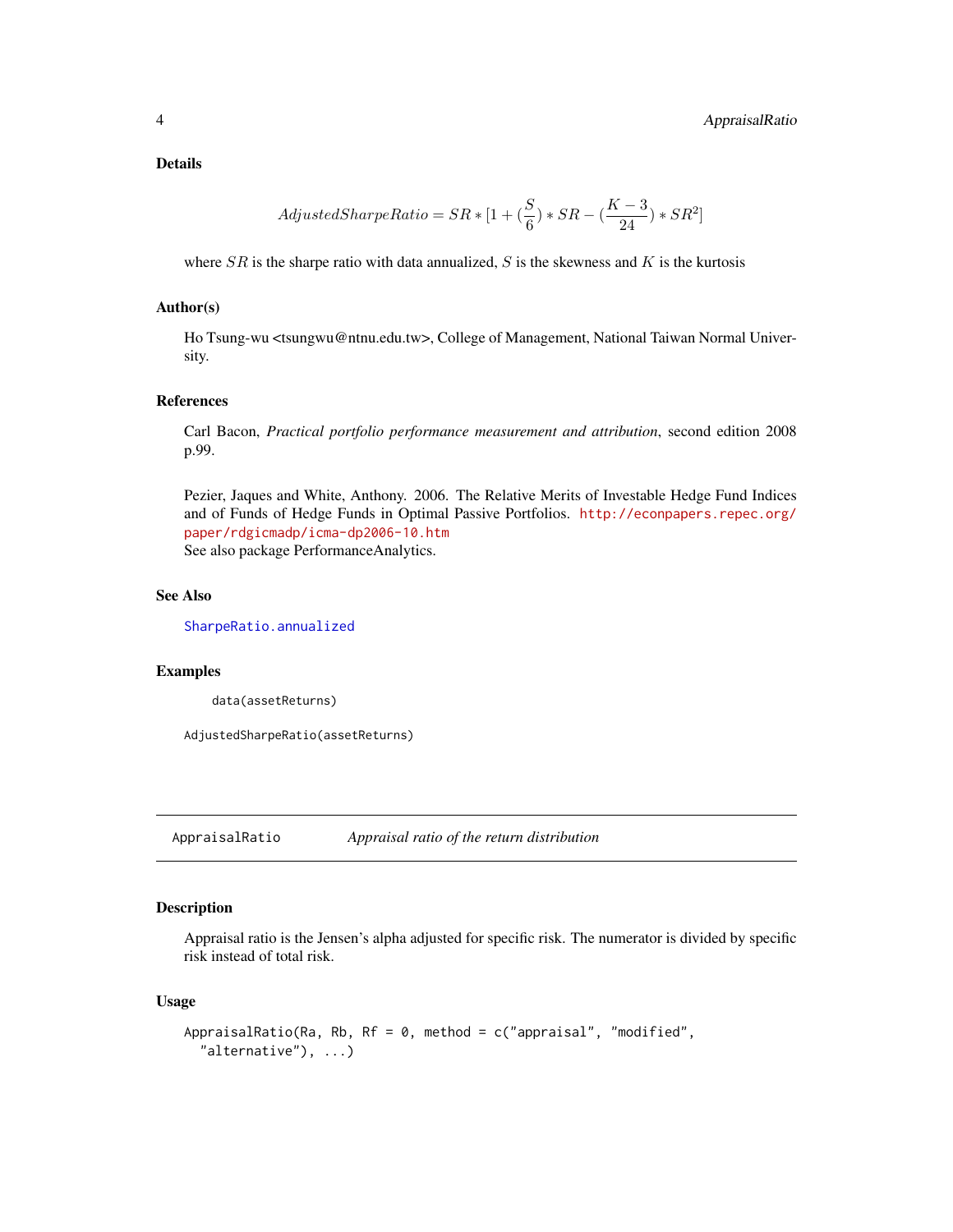### Details

$$AdjustedSharpeRatio = SR * [1 + (\frac{S}{6}) * SR - (\frac{K-3}{24}) * SR^2]$$

where $SR$ is the sharpe ratio with data annualized, $S$ is the skewness and $K$ is the kurtosis

### Author(s)

Ho Tsung-wu <tsungwu@ntnu.edu.tw>, College of Management, National Taiwan Normal University.

### References

Carl Bacon, *Practical portfolio performance measurement and attribution*, second edition 2008 p.99.

Pezier, Jaques and White, Anthony. 2006. The Relative Merits of Investable Hedge Fund Indices and of Funds of Hedge Funds in Optimal Passive Portfolios. http://econpapers.repec.org/paper/rdgicmadp/icma-dp2006-10.htm
See also package PerformanceAnalytics.

### See Also

SharpeRatio.annualized

### Examples

```
    data(assetReturns)

AdjustedSharpeRatio(assetReturns)
```

---

## AppraisalRatio — *Appraisal ratio of the return distribution*

### Description

Appraisal ratio is the Jensen's alpha adjusted for specific risk. The numerator is divided by specific risk instead of total risk.

### Usage

```
AppraisalRatio(Ra, Rb, Rf = 0, method = c("appraisal", "modified",
  "alternative"), ...)
```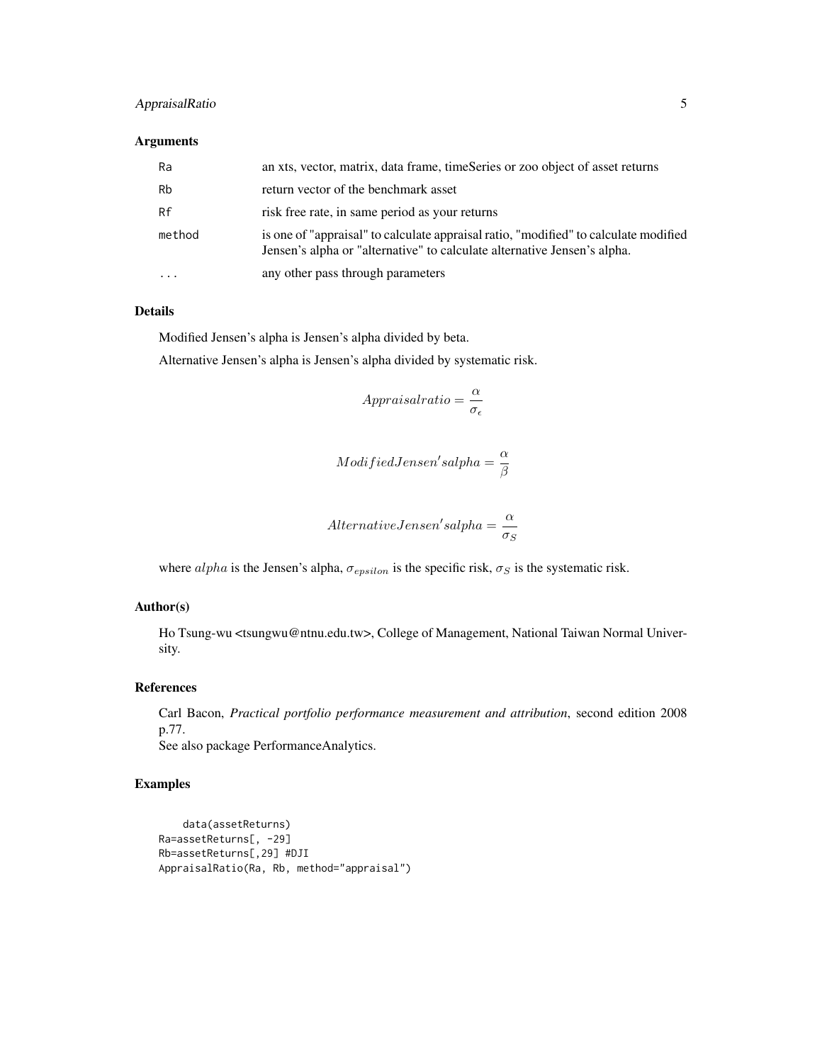### Arguments

| | |
|---|---|
| Ra | an xts, vector, matrix, data frame, timeSeries or zoo object of asset returns |
| Rb | return vector of the benchmark asset |
| Rf | risk free rate, in same period as your returns |
| method | is one of "appraisal" to calculate appraisal ratio, "modified" to calculate modified Jensen's alpha or "alternative" to calculate alternative Jensen's alpha. |
| ... | any other pass through parameters |

### Details

Modified Jensen's alpha is Jensen's alpha divided by beta.

Alternative Jensen's alpha is Jensen's alpha divided by systematic risk.

$$Appraisal ratio = \frac{\alpha}{\sigma_{\epsilon}}$$

$$Modified Jensen's alpha = \frac{\alpha}{\beta}$$

$$Alternative Jensen's alpha = \frac{\alpha}{\sigma_S}$$

where $alpha$ is the Jensen's alpha, $\sigma_{epsilon}$ is the specific risk, $\sigma_S$ is the systematic risk.

### Author(s)

Ho Tsung-wu <tsungwu@ntnu.edu.tw>, College of Management, National Taiwan Normal University.

### References

Carl Bacon, *Practical portfolio performance measurement and attribution*, second edition 2008 p.77.
See also package PerformanceAnalytics.

### Examples

```
    data(assetReturns)
Ra=assetReturns[, -29]
Rb=assetReturns[,29] #DJI
AppraisalRatio(Ra, Rb, method="appraisal")
```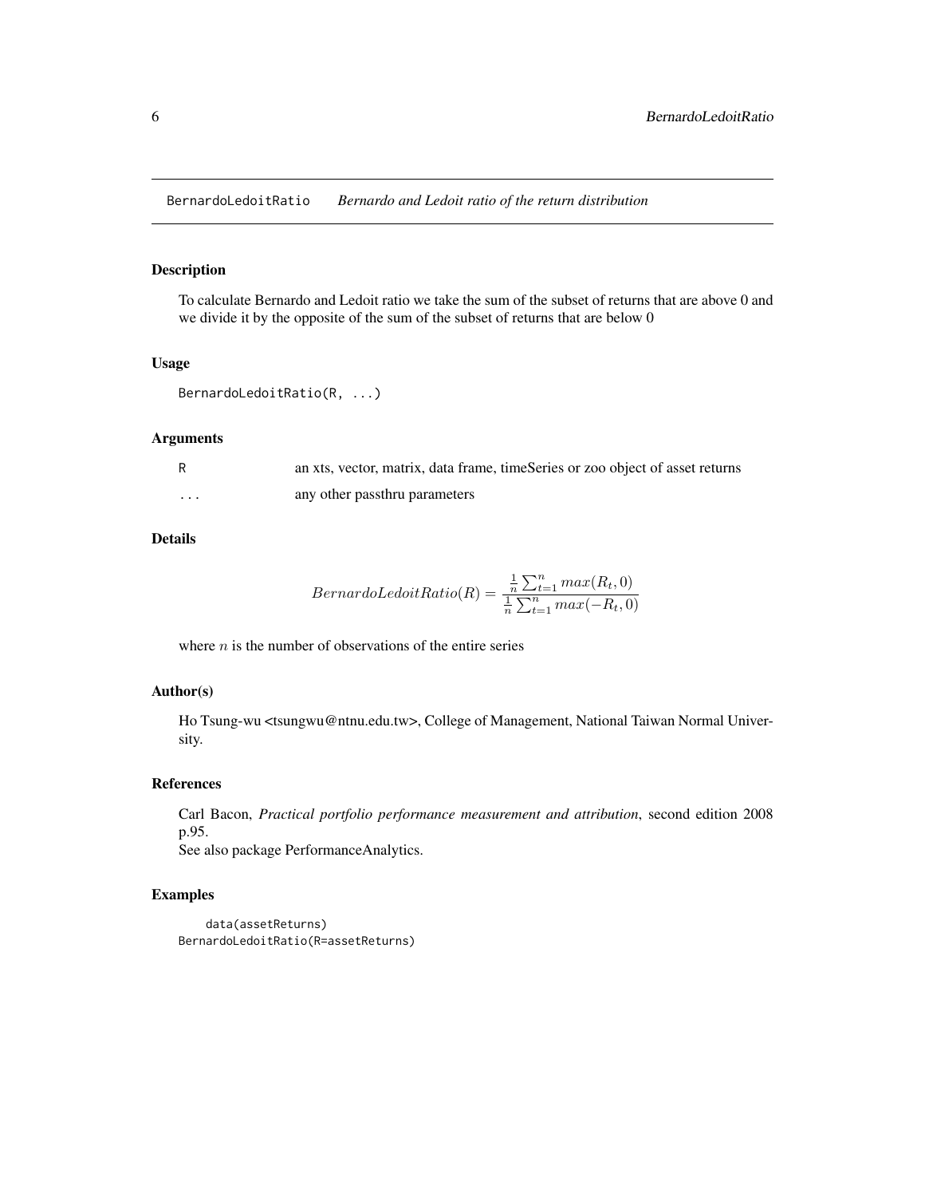BernardoLedoitRatio    *Bernardo and Ledoit ratio of the return distribution*

## Description

To calculate Bernardo and Ledoit ratio we take the sum of the subset of returns that are above 0 and we divide it by the opposite of the sum of the subset of returns that are below 0

## Usage

```
BernardoLedoitRatio(R, ...)
```

## Arguments

| | |
|---|---|
| R | an xts, vector, matrix, data frame, timeSeries or zoo object of asset returns |
| ... | any other passthru parameters |

## Details

$$BernardoLedoitRatio(R) = \frac{\frac{1}{n}\sum_{t=1}^{n} max(R_t, 0)}{\frac{1}{n}\sum_{t=1}^{n} max(-R_t, 0)}$$

where $n$ is the number of observations of the entire series

## Author(s)

Ho Tsung-wu <tsungwu@ntnu.edu.tw>, College of Management, National Taiwan Normal University.

## References

Carl Bacon, *Practical portfolio performance measurement and attribution*, second edition 2008 p.95.
See also package PerformanceAnalytics.

## Examples

```
    data(assetReturns)
BernardoLedoitRatio(R=assetReturns)
```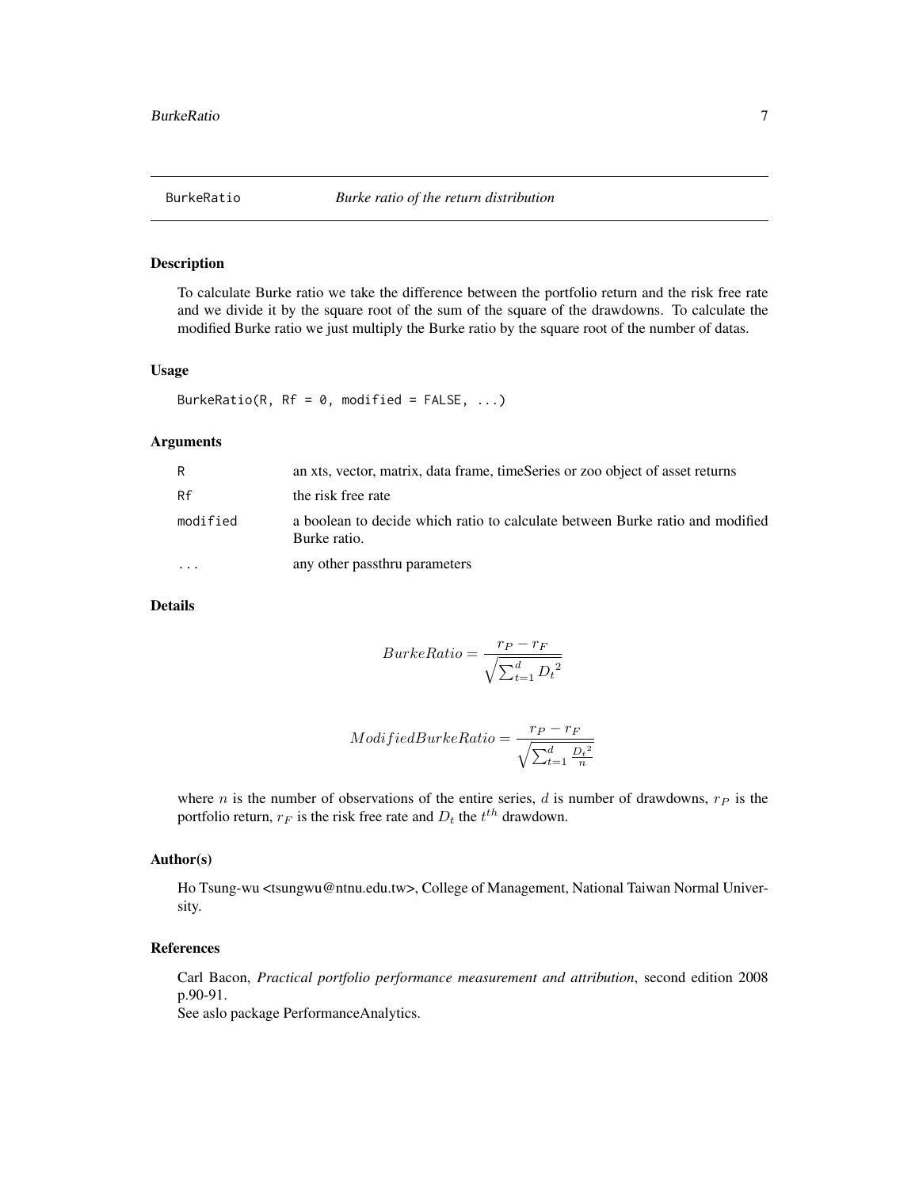BurkeRatio    *Burke ratio of the return distribution*

## Description

To calculate Burke ratio we take the difference between the portfolio return and the risk free rate and we divide it by the square root of the sum of the square of the drawdowns. To calculate the modified Burke ratio we just multiply the Burke ratio by the square root of the number of datas.

## Usage

```
BurkeRatio(R, Rf = 0, modified = FALSE, ...)
```

## Arguments

| | |
|---|---|
| R | an xts, vector, matrix, data frame, timeSeries or zoo object of asset returns |
| Rf | the risk free rate |
| modified | a boolean to decide which ratio to calculate between Burke ratio and modified Burke ratio. |
| ... | any other passthru parameters |

## Details

$$BurkeRatio = \frac{r_P - r_F}{\sqrt{\sum_{t=1}^{d} {D_t}^2}}$$

$$ModifiedBurkeRatio = \frac{r_P - r_F}{\sqrt{\sum_{t=1}^{d} \frac{{D_t}^2}{n}}}$$

where $n$ is the number of observations of the entire series, $d$ is number of drawdowns, $r_P$ is the portfolio return, $r_F$ is the risk free rate and $D_t$ the $t^{th}$ drawdown.

## Author(s)

Ho Tsung-wu <tsungwu@ntnu.edu.tw>, College of Management, National Taiwan Normal University.

## References

Carl Bacon, *Practical portfolio performance measurement and attribution*, second edition 2008 p.90-91.
See aslo package PerformanceAnalytics.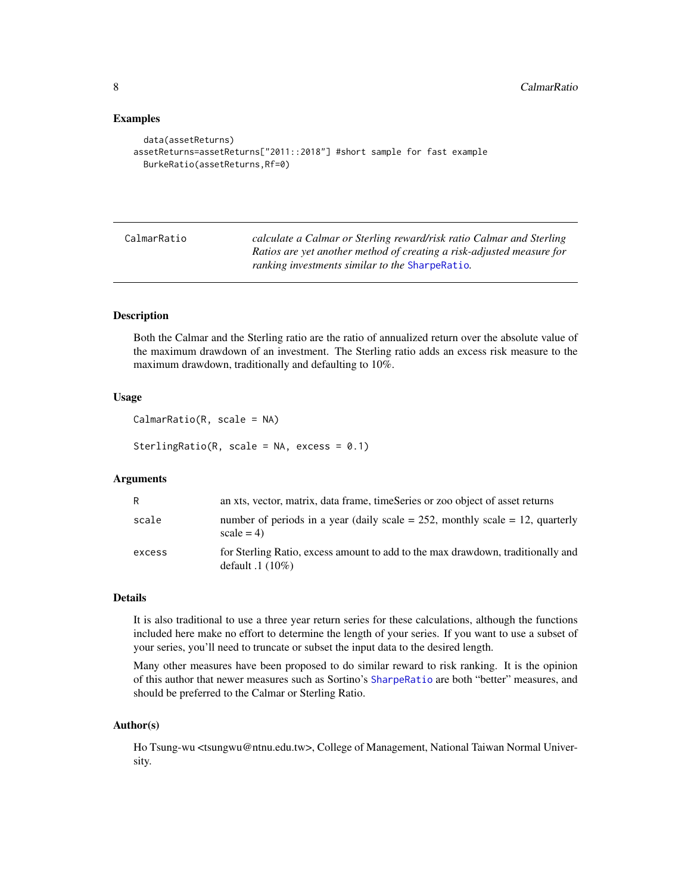## Examples

```
  data(assetReturns)
assetReturns=assetReturns["2011::2018"] #short sample for fast example
  BurkeRatio(assetReturns,Rf=0)
```

---

## CalmarRatio

*calculate a Calmar or Sterling reward/risk ratio Calmar and Sterling Ratios are yet another method of creating a risk-adjusted measure for ranking investments similar to the* SharpeRatio*.*

---

### Description

Both the Calmar and the Sterling ratio are the ratio of annualized return over the absolute value of the maximum drawdown of an investment. The Sterling ratio adds an excess risk measure to the maximum drawdown, traditionally and defaulting to 10%.

### Usage

```
CalmarRatio(R, scale = NA)

SterlingRatio(R, scale = NA, excess = 0.1)
```

### Arguments

| | |
|---|---|
| R | an xts, vector, matrix, data frame, timeSeries or zoo object of asset returns |
| scale | number of periods in a year (daily scale = 252, monthly scale = 12, quarterly scale = 4) |
| excess | for Sterling Ratio, excess amount to add to the max drawdown, traditionally and default .1 (10%) |

### Details

It is also traditional to use a three year return series for these calculations, although the functions included here make no effort to determine the length of your series. If you want to use a subset of your series, you'll need to truncate or subset the input data to the desired length.

Many other measures have been proposed to do similar reward to risk ranking. It is the opinion of this author that newer measures such as Sortino's SharpeRatio are both "better" measures, and should be preferred to the Calmar or Sterling Ratio.

### Author(s)

Ho Tsung-wu <tsungwu@ntnu.edu.tw>, College of Management, National Taiwan Normal University.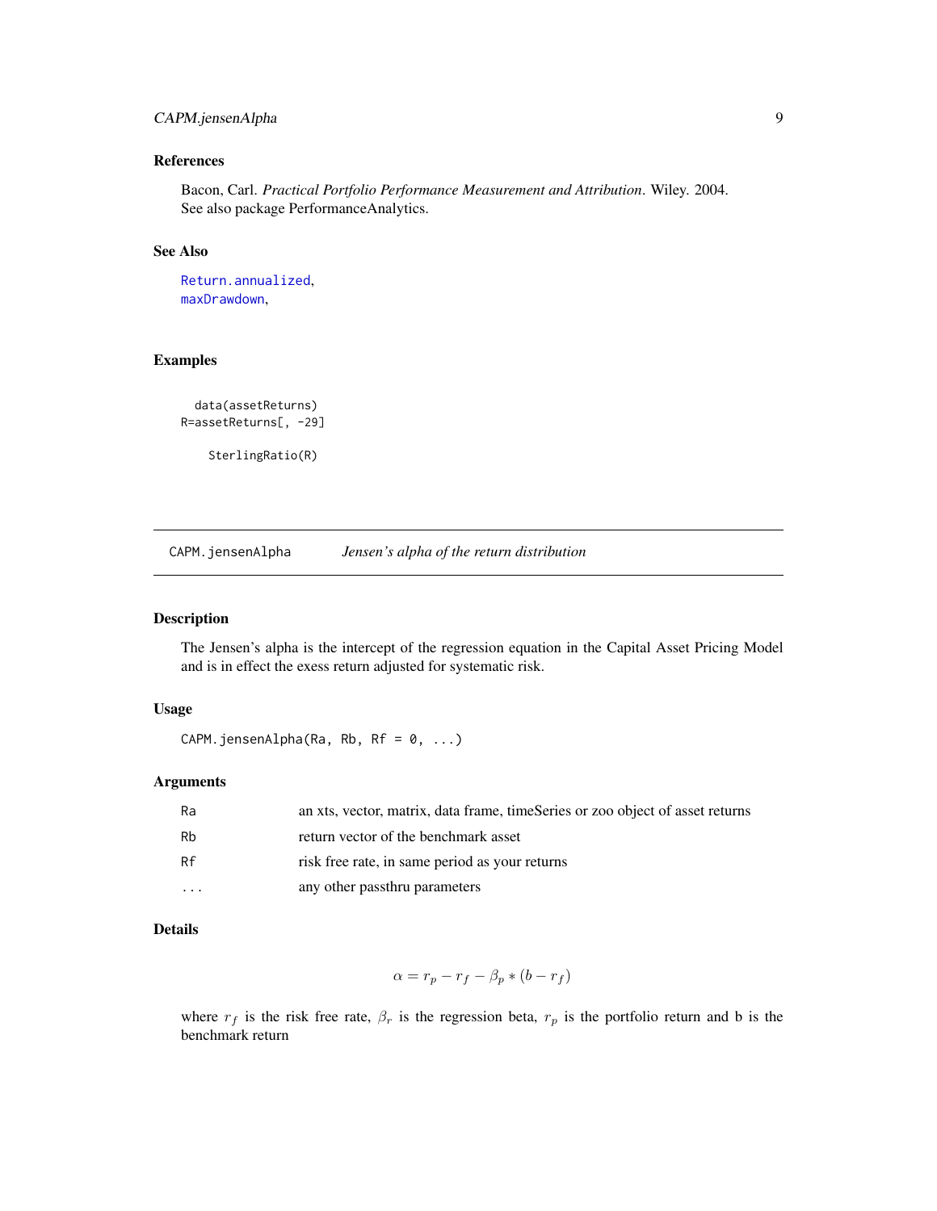### References

Bacon, Carl. *Practical Portfolio Performance Measurement and Attribution*. Wiley. 2004.
See also package PerformanceAnalytics.

### See Also

Return.annualized,
maxDrawdown,

### Examples

```
  data(assetReturns)
R=assetReturns[, -29]

    SterlingRatio(R)
```

---

## CAPM.jensenAlpha *Jensen's alpha of the return distribution*

### Description

The Jensen's alpha is the intercept of the regression equation in the Capital Asset Pricing Model and is in effect the exess return adjusted for systematic risk.

### Usage

```
CAPM.jensenAlpha(Ra, Rb, Rf = 0, ...)
```

### Arguments

| | |
|---|---|
| Ra | an xts, vector, matrix, data frame, timeSeries or zoo object of asset returns |
| Rb | return vector of the benchmark asset |
| Rf | risk free rate, in same period as your returns |
| ... | any other passthru parameters |

### Details

$$\alpha = r_p - r_f - \beta_p * (b - r_f)$$

where $r_f$ is the risk free rate, $\beta_r$ is the regression beta, $r_p$ is the portfolio return and b is the benchmark return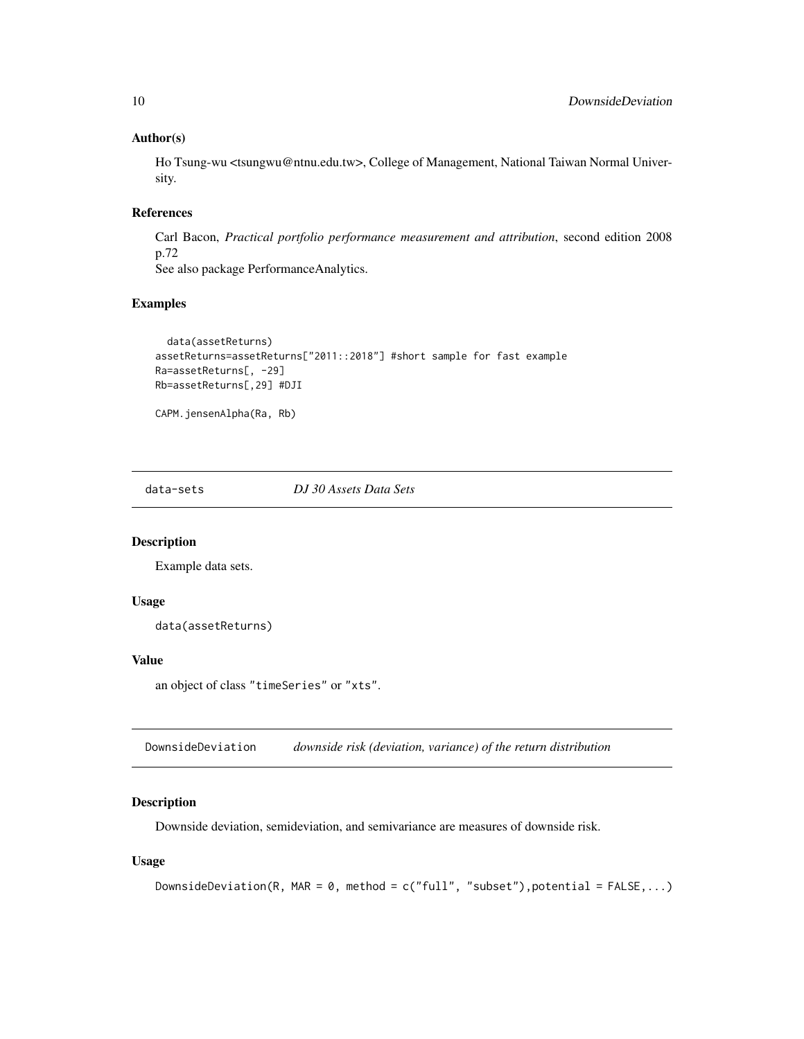### Author(s)

Ho Tsung-wu <tsungwu@ntnu.edu.tw>, College of Management, National Taiwan Normal University.

### References

Carl Bacon, *Practical portfolio performance measurement and attribution*, second edition 2008 p.72
See also package PerformanceAnalytics.

### Examples

```
  data(assetReturns)
assetReturns=assetReturns["2011::2018"] #short sample for fast example
Ra=assetReturns[, -29]
Rb=assetReturns[,29] #DJI

CAPM.jensenAlpha(Ra, Rb)
```

## data-sets    *DJ 30 Assets Data Sets*

### Description

Example data sets.

### Usage

```
data(assetReturns)
```

### Value

an object of class "timeSeries" or "xts".

## DownsideDeviation    *downside risk (deviation, variance) of the return distribution*

### Description

Downside deviation, semideviation, and semivariance are measures of downside risk.

### Usage

```
DownsideDeviation(R, MAR = 0, method = c("full", "subset"),potential = FALSE,...)
```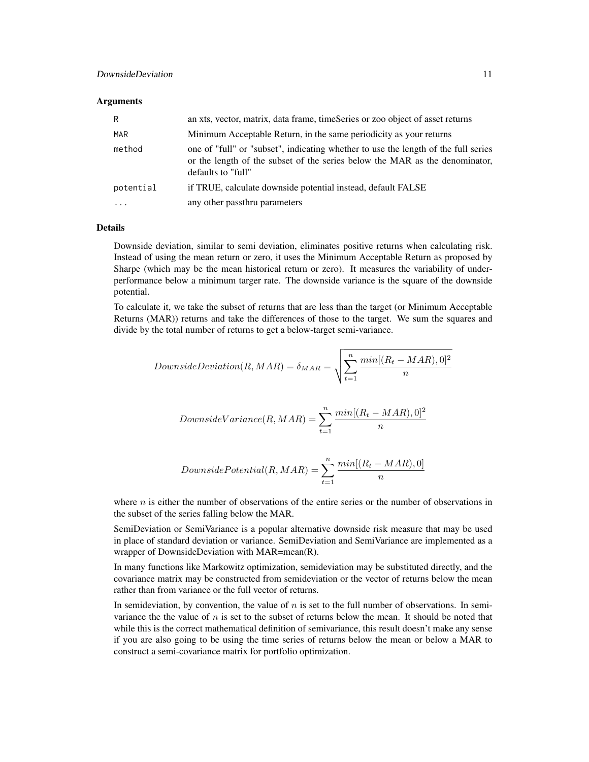### Arguments

| | |
|---|---|
| R | an xts, vector, matrix, data frame, timeSeries or zoo object of asset returns |
| MAR | Minimum Acceptable Return, in the same periodicity as your returns |
| method | one of "full" or "subset", indicating whether to use the length of the full series or the length of the subset of the series below the MAR as the denominator, defaults to "full" |
| potential | if TRUE, calculate downside potential instead, default FALSE |
| ... | any other passthru parameters |

### Details

Downside deviation, similar to semi deviation, eliminates positive returns when calculating risk. Instead of using the mean return or zero, it uses the Minimum Acceptable Return as proposed by Sharpe (which may be the mean historical return or zero). It measures the variability of underperformance below a minimum targer rate. The downside variance is the square of the downside potential.

To calculate it, we take the subset of returns that are less than the target (or Minimum Acceptable Returns (MAR)) returns and take the differences of those to the target. We sum the squares and divide by the total number of returns to get a below-target semi-variance.

$$DownsideDeviation(R, MAR) = \delta_{MAR} = \sqrt{\sum_{t=1}^{n} \frac{min[(R_t - MAR), 0]^2}{n}}$$

$$DownsideVariance(R, MAR) = \sum_{t=1}^{n} \frac{min[(R_t - MAR), 0]^2}{n}$$

$$DownsidePotential(R, MAR) = \sum_{t=1}^{n} \frac{min[(R_t - MAR), 0]}{n}$$

where $n$ is either the number of observations of the entire series or the number of observations in the subset of the series falling below the MAR.

SemiDeviation or SemiVariance is a popular alternative downside risk measure that may be used in place of standard deviation or variance. SemiDeviation and SemiVariance are implemented as a wrapper of DownsideDeviation with MAR=mean(R).

In many functions like Markowitz optimization, semideviation may be substituted directly, and the covariance matrix may be constructed from semideviation or the vector of returns below the mean rather than from variance or the full vector of returns.

In semideviation, by convention, the value of $n$ is set to the full number of observations. In semivariance the the value of $n$ is set to the subset of returns below the mean. It should be noted that while this is the correct mathematical definition of semivariance, this result doesn't make any sense if you are also going to be using the time series of returns below the mean or below a MAR to construct a semi-covariance matrix for portfolio optimization.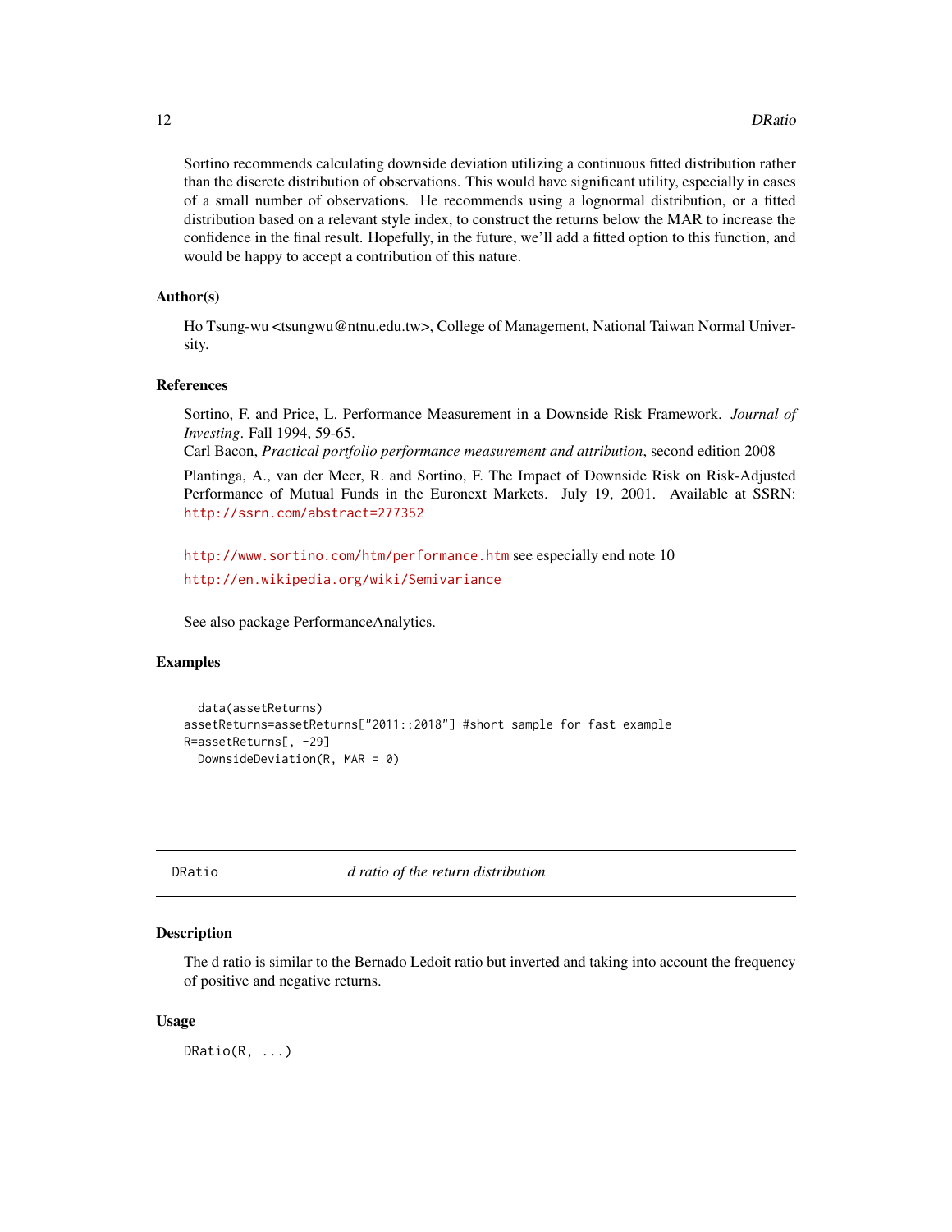Sortino recommends calculating downside deviation utilizing a continuous fitted distribution rather than the discrete distribution of observations. This would have significant utility, especially in cases of a small number of observations. He recommends using a lognormal distribution, or a fitted distribution based on a relevant style index, to construct the returns below the MAR to increase the confidence in the final result. Hopefully, in the future, we'll add a fitted option to this function, and would be happy to accept a contribution of this nature.

### Author(s)

Ho Tsung-wu <tsungwu@ntnu.edu.tw>, College of Management, National Taiwan Normal University.

### References

Sortino, F. and Price, L. Performance Measurement in a Downside Risk Framework. *Journal of Investing*. Fall 1994, 59-65.
Carl Bacon, *Practical portfolio performance measurement and attribution*, second edition 2008

Plantinga, A., van der Meer, R. and Sortino, F. The Impact of Downside Risk on Risk-Adjusted Performance of Mutual Funds in the Euronext Markets. July 19, 2001. Available at SSRN: http://ssrn.com/abstract=277352

http://www.sortino.com/htm/performance.htm see especially end note 10

http://en.wikipedia.org/wiki/Semivariance

See also package PerformanceAnalytics.

### Examples

```
  data(assetReturns)
assetReturns=assetReturns["2011::2018"] #short sample for fast example
R=assetReturns[, -29]
  DownsideDeviation(R, MAR = 0)
```

---

## DRatio — *d ratio of the return distribution*

### Description

The d ratio is similar to the Bernado Ledoit ratio but inverted and taking into account the frequency of positive and negative returns.

### Usage

```
DRatio(R, ...)
```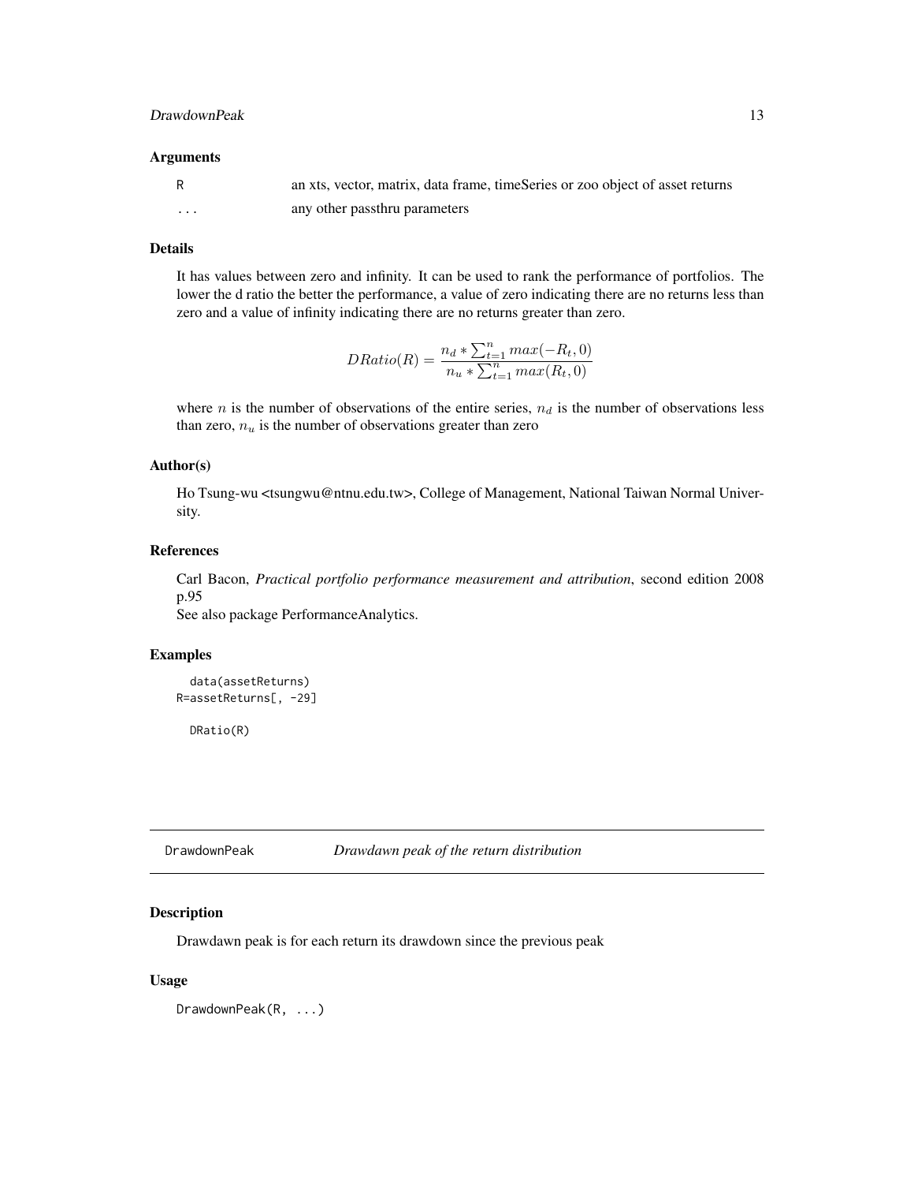### Arguments

| | |
|---|---|
| R | an xts, vector, matrix, data frame, timeSeries or zoo object of asset returns |
| ... | any other passthru parameters |

### Details

It has values between zero and infinity. It can be used to rank the performance of portfolios. The lower the d ratio the better the performance, a value of zero indicating there are no returns less than zero and a value of infinity indicating there are no returns greater than zero.

$$DRatio(R) = \frac{n_d * \sum_{t=1}^{n} max(-R_t, 0)}{n_u * \sum_{t=1}^{n} max(R_t, 0)}$$

where $n$ is the number of observations of the entire series, $n_d$ is the number of observations less than zero, $n_u$ is the number of observations greater than zero

### Author(s)

Ho Tsung-wu <tsungwu@ntnu.edu.tw>, College of Management, National Taiwan Normal University.

### References

Carl Bacon, *Practical portfolio performance measurement and attribution*, second edition 2008 p.95
See also package PerformanceAnalytics.

### Examples

```
  data(assetReturns)
R=assetReturns[, -29]

  DRatio(R)
```

---

## DrawdownPeak *Drawdawn peak of the return distribution*

### Description

Drawdawn peak is for each return its drawdown since the previous peak

### Usage

```
DrawdownPeak(R, ...)
```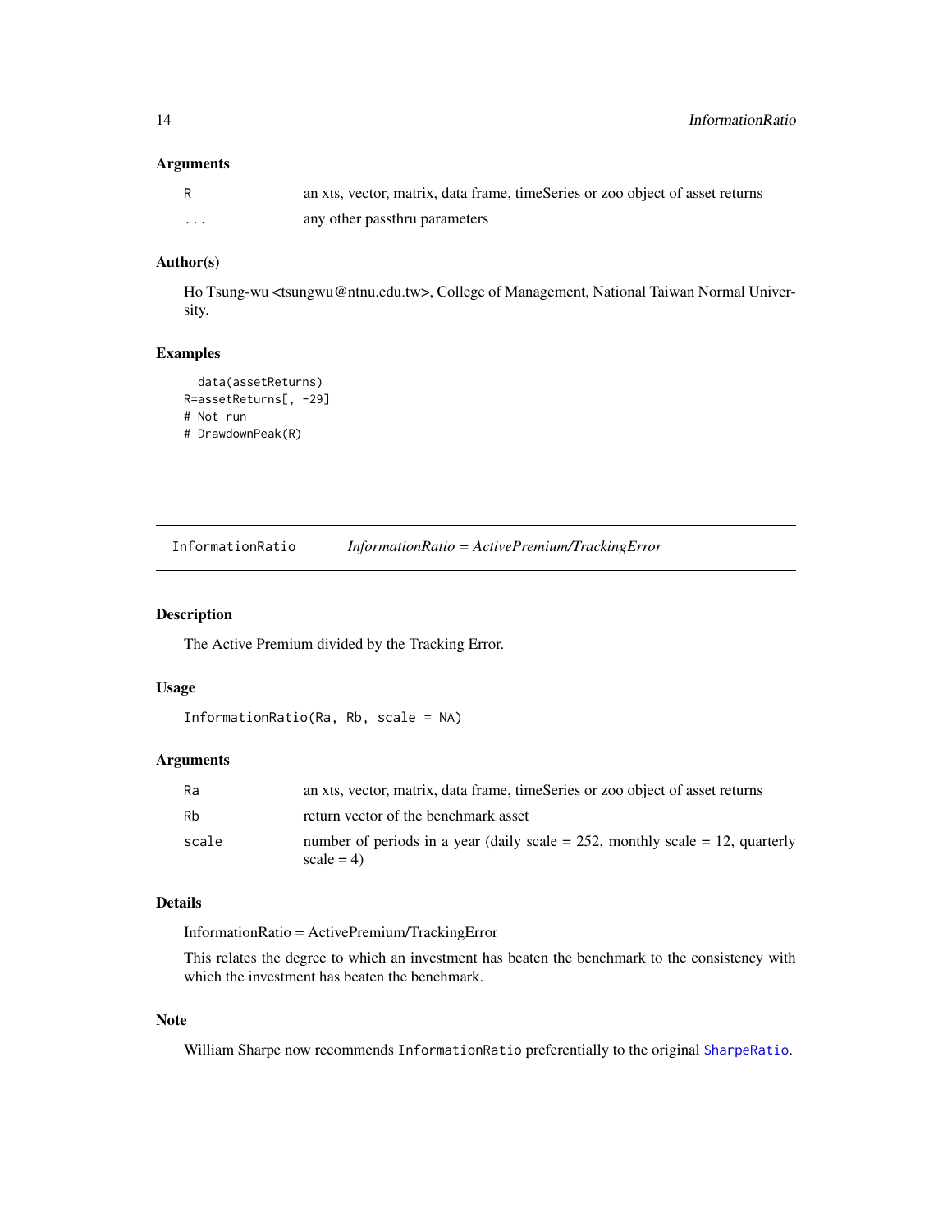### Arguments

| | |
|---|---|
| R | an xts, vector, matrix, data frame, timeSeries or zoo object of asset returns |
| ... | any other passthru parameters |

### Author(s)

Ho Tsung-wu <tsungwu@ntnu.edu.tw>, College of Management, National Taiwan Normal University.

### Examples

```
  data(assetReturns)
R=assetReturns[, -29]
# Not run
# DrawdownPeak(R)
```

---

## InformationRatio    *InformationRatio = ActivePremium/TrackingError*

---

### Description

The Active Premium divided by the Tracking Error.

### Usage

```
InformationRatio(Ra, Rb, scale = NA)
```

### Arguments

| | |
|---|---|
| Ra | an xts, vector, matrix, data frame, timeSeries or zoo object of asset returns |
| Rb | return vector of the benchmark asset |
| scale | number of periods in a year (daily scale = 252, monthly scale = 12, quarterly scale = 4) |

### Details

InformationRatio = ActivePremium/TrackingError

This relates the degree to which an investment has beaten the benchmark to the consistency with which the investment has beaten the benchmark.

### Note

William Sharpe now recommends `InformationRatio` preferentially to the original `SharpeRatio`.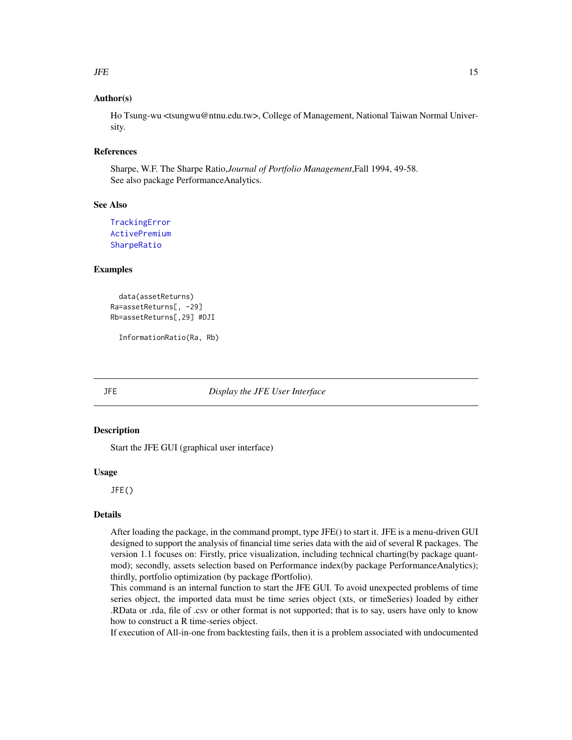## Author(s)

Ho Tsung-wu <tsungwu@ntnu.edu.tw>, College of Management, National Taiwan Normal University.

## References

Sharpe, W.F. The Sharpe Ratio,*Journal of Portfolio Management*,Fall 1994, 49-58.
See also package PerformanceAnalytics.

## See Also

TrackingError
ActivePremium
SharpeRatio

## Examples

```
  data(assetReturns)
Ra=assetReturns[, -29]
Rb=assetReturns[,29] #DJI

  InformationRatio(Ra, Rb)
```

---

# JFE — *Display the JFE User Interface*

## Description

Start the JFE GUI (graphical user interface)

## Usage

```
JFE()
```

## Details

After loading the package, in the command prompt, type JFE() to start it. JFE is a menu-driven GUI designed to support the analysis of financial time series data with the aid of several R packages. The version 1.1 focuses on: Firstly, price visualization, including technical charting(by package quantmod); secondly, assets selection based on Performance index(by package PerformanceAnalytics); thirdly, portfolio optimization (by package fPortfolio).

This command is an internal function to start the JFE GUI. To avoid unexpected problems of time series object, the imported data must be time series object (xts, or timeSeries) loaded by either .RData or .rda, file of .csv or other format is not supported; that is to say, users have only to know how to construct a R time-series object.

If execution of All-in-one from backtesting fails, then it is a problem associated with undocumented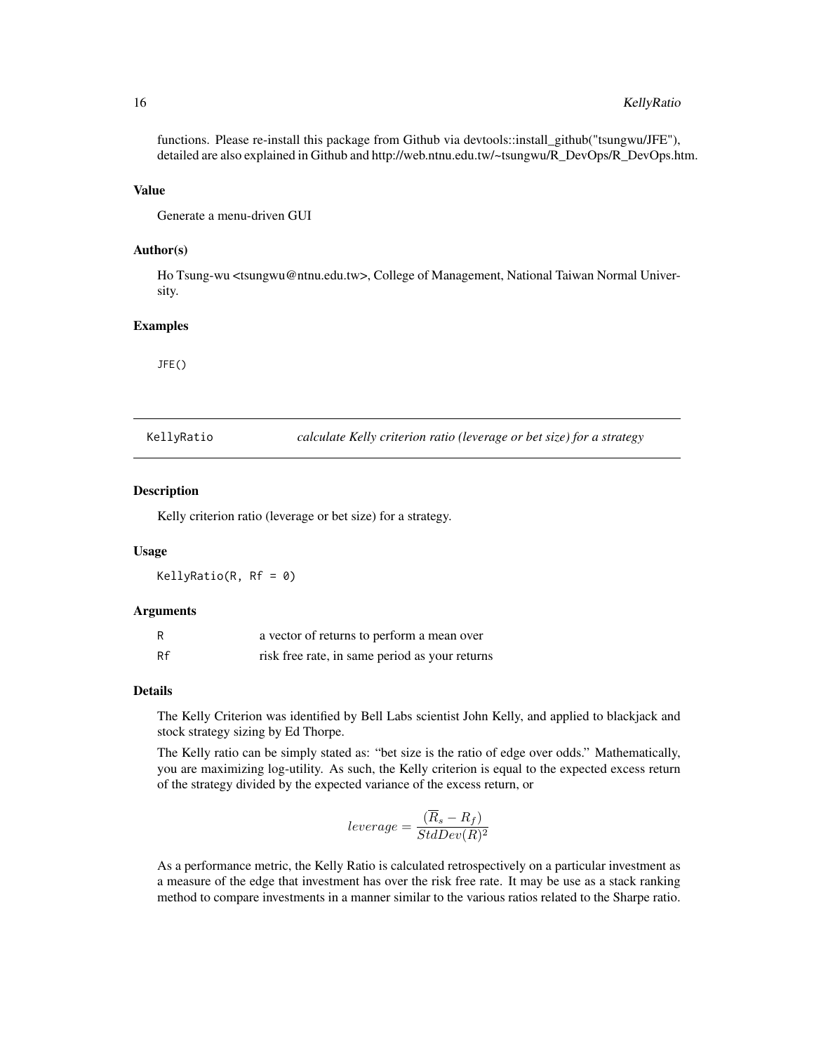functions. Please re-install this package from Github via devtools::install_github("tsungwu/JFE"), detailed are also explained in Github and http://web.ntnu.edu.tw/~tsungwu/R_DevOps/R_DevOps.htm.

### Value

Generate a menu-driven GUI

### Author(s)

Ho Tsung-wu <tsungwu@ntnu.edu.tw>, College of Management, National Taiwan Normal University.

### Examples

```
JFE()
```

---

## KellyRatio — *calculate Kelly criterion ratio (leverage or bet size) for a strategy*

---

### Description

Kelly criterion ratio (leverage or bet size) for a strategy.

### Usage

```
KellyRatio(R, Rf = 0)
```

### Arguments

| | |
|---|---|
| R | a vector of returns to perform a mean over |
| Rf | risk free rate, in same period as your returns |

### Details

The Kelly Criterion was identified by Bell Labs scientist John Kelly, and applied to blackjack and stock strategy sizing by Ed Thorpe.

The Kelly ratio can be simply stated as: "bet size is the ratio of edge over odds." Mathematically, you are maximizing log-utility. As such, the Kelly criterion is equal to the expected excess return of the strategy divided by the expected variance of the excess return, or

$$leverage = \frac{(\overline{R}_s - R_f)}{StdDev(R)^2}$$

As a performance metric, the Kelly Ratio is calculated retrospectively on a particular investment as a measure of the edge that investment has over the risk free rate. It may be use as a stack ranking method to compare investments in a manner similar to the various ratios related to the Sharpe ratio.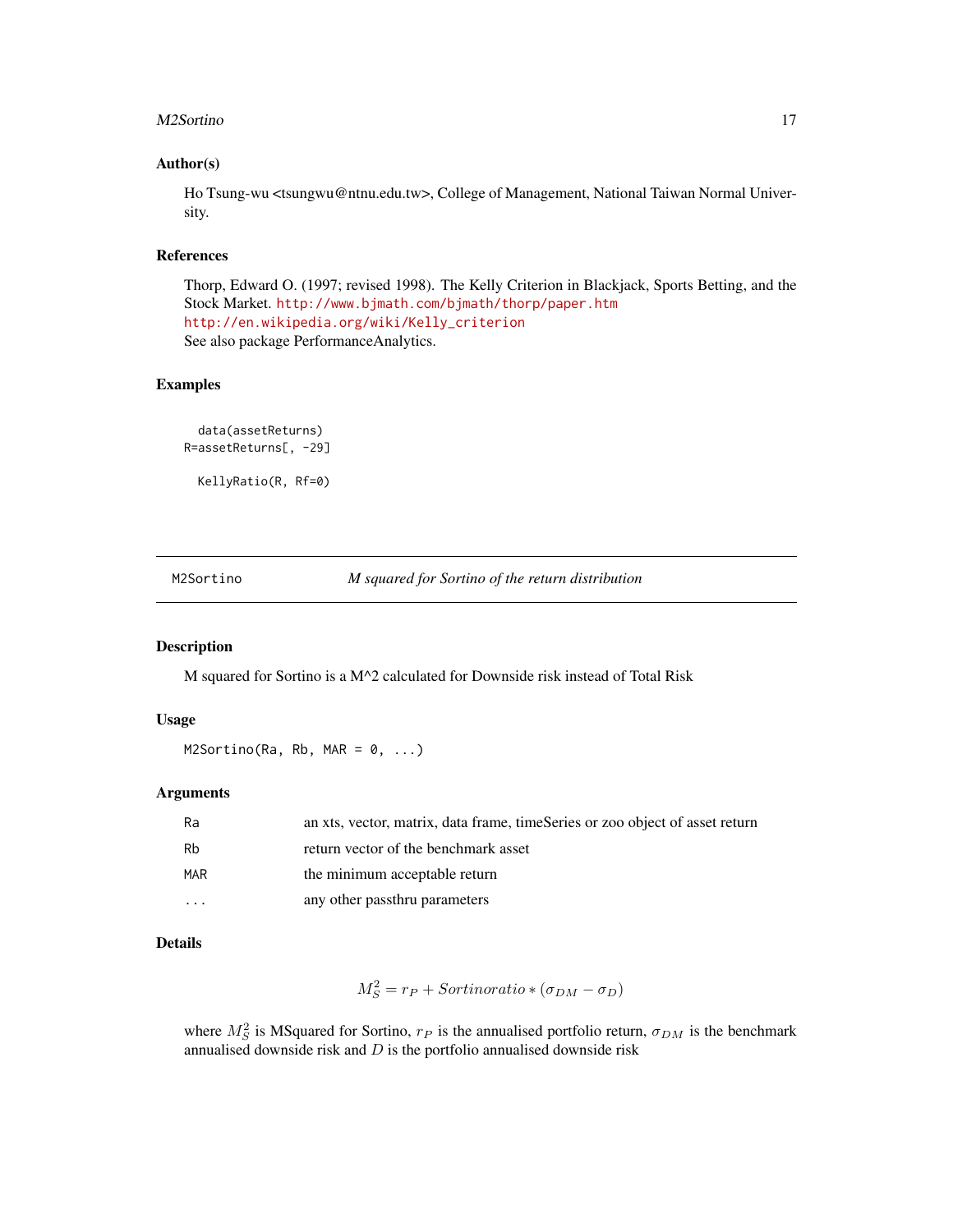### Author(s)

Ho Tsung-wu <tsungwu@ntnu.edu.tw>, College of Management, National Taiwan Normal University.

### References

Thorp, Edward O. (1997; revised 1998). The Kelly Criterion in Blackjack, Sports Betting, and the Stock Market. http://www.bjmath.com/bjmath/thorp/paper.htm
http://en.wikipedia.org/wiki/Kelly_criterion
See also package PerformanceAnalytics.

### Examples

```
  data(assetReturns)
R=assetReturns[, -29]

  KellyRatio(R, Rf=0)
```

---

## M2Sortino — *M squared for Sortino of the return distribution*

### Description

M squared for Sortino is a M^2 calculated for Downside risk instead of Total Risk

### Usage

```
M2Sortino(Ra, Rb, MAR = 0, ...)
```

### Arguments

| | |
|---|---|
| Ra | an xts, vector, matrix, data frame, timeSeries or zoo object of asset return |
| Rb | return vector of the benchmark asset |
| MAR | the minimum acceptable return |
| ... | any other passthru parameters |

### Details

$$M^2_S = r_P + Sortinoratio * (\sigma_{DM} - \sigma_D)$$

where $M^2_S$ is MSquared for Sortino, $r_P$ is the annualised portfolio return, $\sigma_{DM}$ is the benchmark annualised downside risk and $D$ is the portfolio annualised downside risk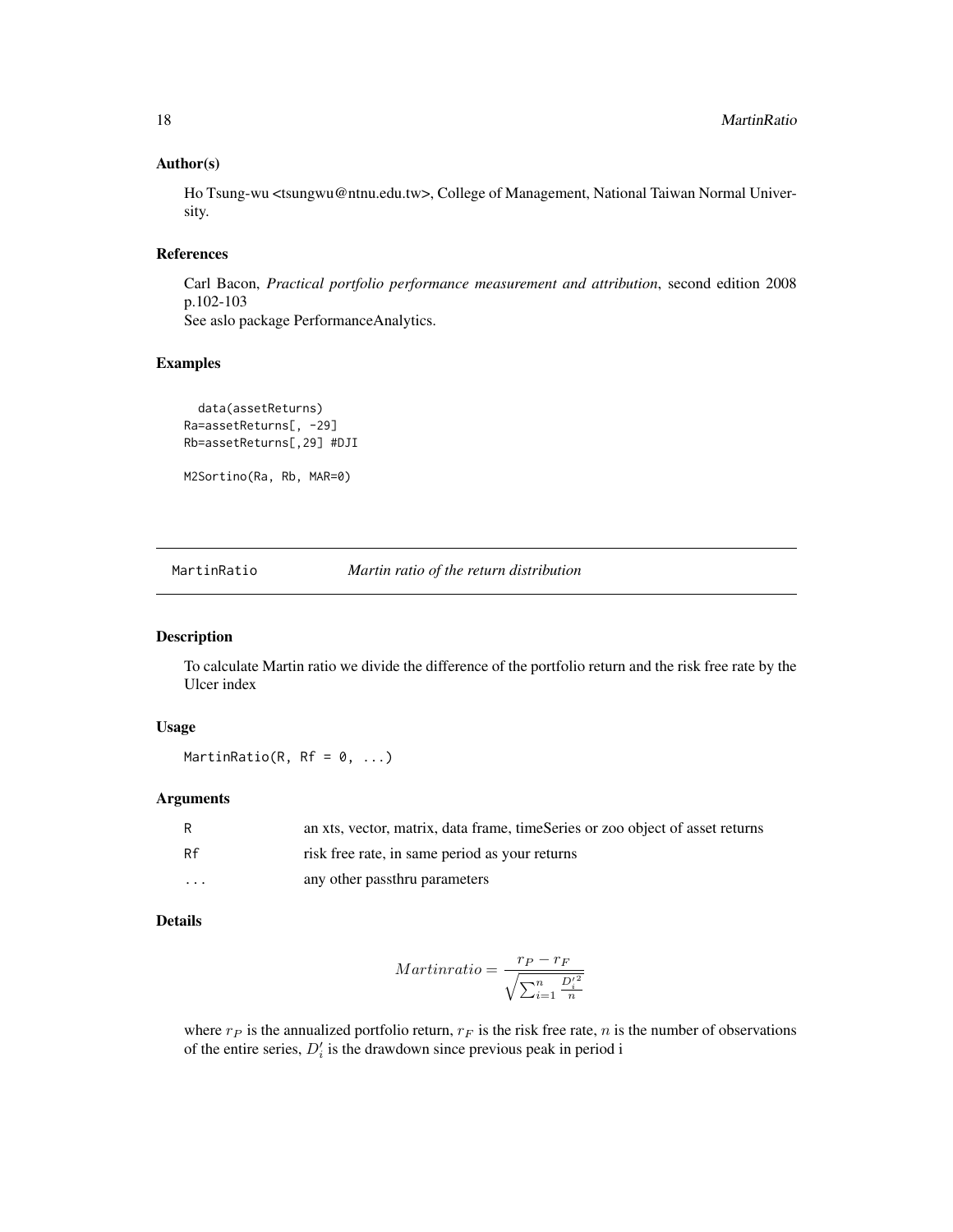### Author(s)

Ho Tsung-wu <tsungwu@ntnu.edu.tw>, College of Management, National Taiwan Normal University.

### References

Carl Bacon, *Practical portfolio performance measurement and attribution*, second edition 2008 p.102-103
See aslo package PerformanceAnalytics.

### Examples

```
  data(assetReturns)
Ra=assetReturns[, -29]
Rb=assetReturns[,29] #DJI

M2Sortino(Ra, Rb, MAR=0)
```

---

## MartinRatio *Martin ratio of the return distribution*

### Description

To calculate Martin ratio we divide the difference of the portfolio return and the risk free rate by the Ulcer index

### Usage

```
MartinRatio(R, Rf = 0, ...)
```

### Arguments

| | |
|---|---|
| R | an xts, vector, matrix, data frame, timeSeries or zoo object of asset returns |
| Rf | risk free rate, in same period as your returns |
| ... | any other passthru parameters |

### Details

$$Martinratio = \frac{r_P - r_F}{\sqrt{\sum_{i=1}^{n} \frac{D_i'^2}{n}}}$$

where $r_P$ is the annualized portfolio return, $r_F$ is the risk free rate, $n$ is the number of observations of the entire series, $D_i'$ is the drawdown since previous peak in period i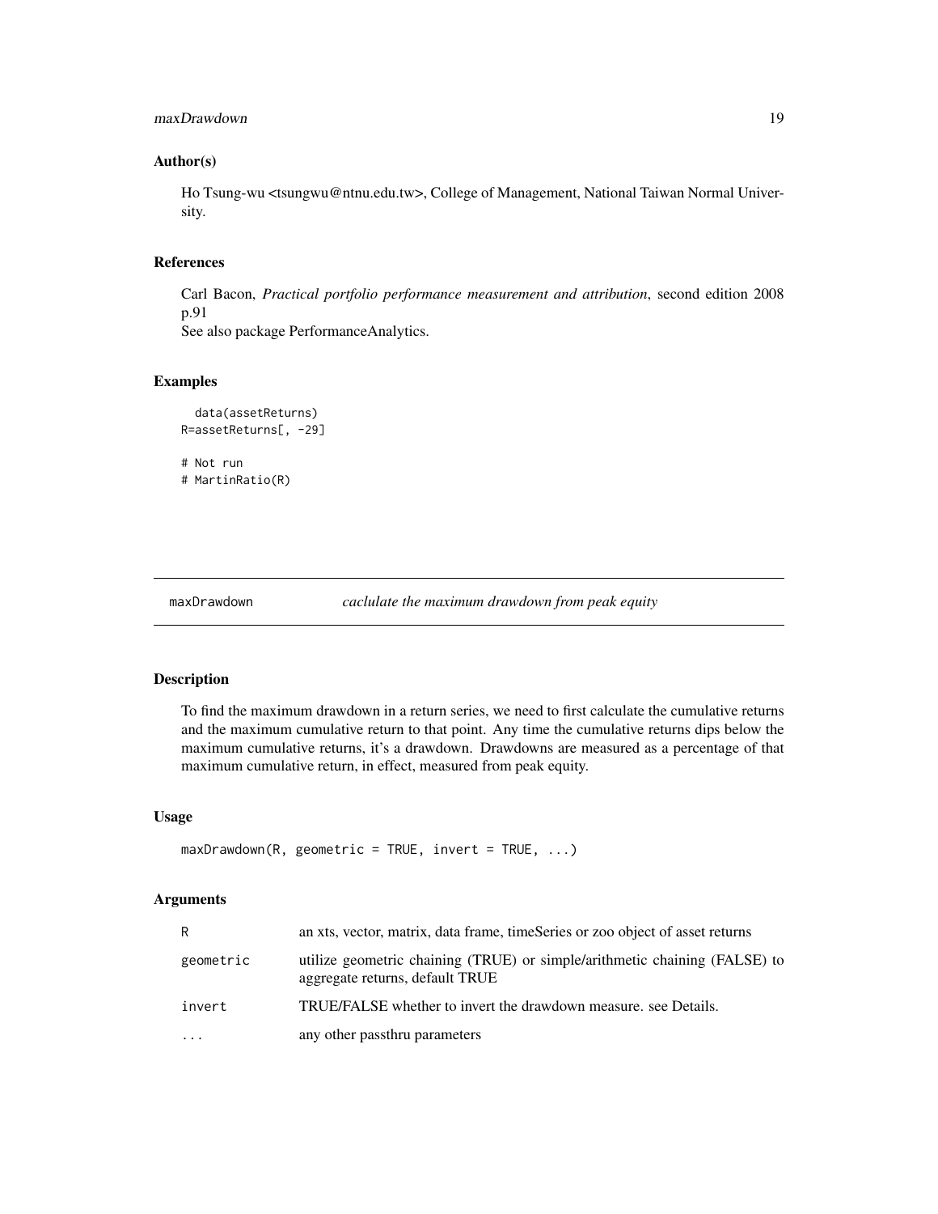## Author(s)

Ho Tsung-wu <tsungwu@ntnu.edu.tw>, College of Management, National Taiwan Normal University.

## References

Carl Bacon, *Practical portfolio performance measurement and attribution*, second edition 2008 p.91
See also package PerformanceAnalytics.

## Examples

```
  data(assetReturns)
R=assetReturns[, -29]

# Not run
# MartinRatio(R)
```

---

maxDrawdown *caclulate the maximum drawdown from peak equity*

---

## Description

To find the maximum drawdown in a return series, we need to first calculate the cumulative returns and the maximum cumulative return to that point. Any time the cumulative returns dips below the maximum cumulative returns, it's a drawdown. Drawdowns are measured as a percentage of that maximum cumulative return, in effect, measured from peak equity.

## Usage

```
maxDrawdown(R, geometric = TRUE, invert = TRUE, ...)
```

## Arguments

| | |
|---|---|
| R | an xts, vector, matrix, data frame, timeSeries or zoo object of asset returns |
| geometric | utilize geometric chaining (TRUE) or simple/arithmetic chaining (FALSE) to aggregate returns, default TRUE |
| invert | TRUE/FALSE whether to invert the drawdown measure. see Details. |
| ... | any other passthru parameters |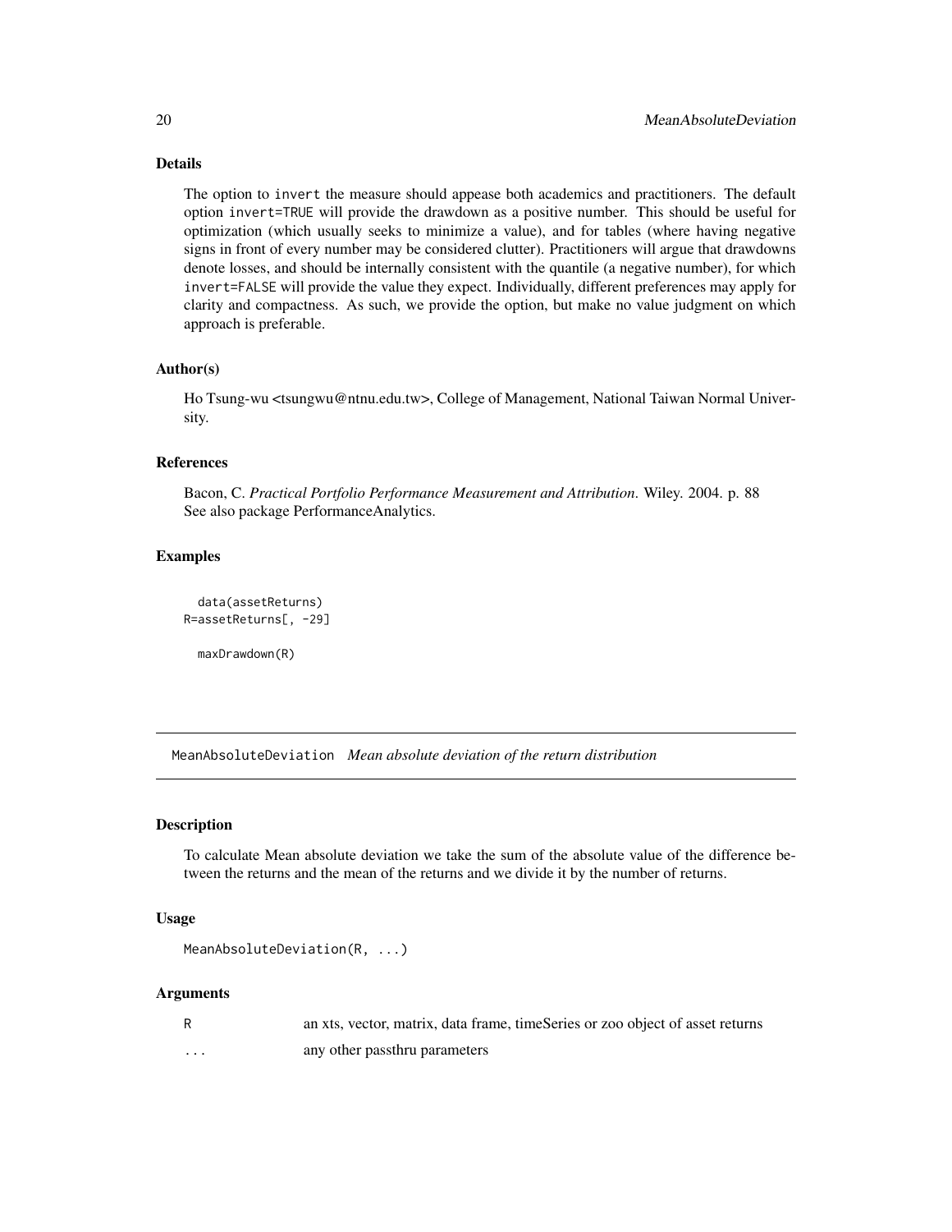### Details

The option to invert the measure should appease both academics and practitioners. The default option invert=TRUE will provide the drawdown as a positive number. This should be useful for optimization (which usually seeks to minimize a value), and for tables (where having negative signs in front of every number may be considered clutter). Practitioners will argue that drawdowns denote losses, and should be internally consistent with the quantile (a negative number), for which invert=FALSE will provide the value they expect. Individually, different preferences may apply for clarity and compactness. As such, we provide the option, but make no value judgment on which approach is preferable.

### Author(s)

Ho Tsung-wu <tsungwu@ntnu.edu.tw>, College of Management, National Taiwan Normal University.

### References

Bacon, C. *Practical Portfolio Performance Measurement and Attribution*. Wiley. 2004. p. 88
See also package PerformanceAnalytics.

### Examples

```
  data(assetReturns)
R=assetReturns[, -29]

  maxDrawdown(R)
```

---

## MeanAbsoluteDeviation *Mean absolute deviation of the return distribution*

---

### Description

To calculate Mean absolute deviation we take the sum of the absolute value of the difference between the returns and the mean of the returns and we divide it by the number of returns.

### Usage

```
MeanAbsoluteDeviation(R, ...)
```

### Arguments

| | |
|---|---|
| R | an xts, vector, matrix, data frame, timeSeries or zoo object of asset returns |
| ... | any other passthru parameters |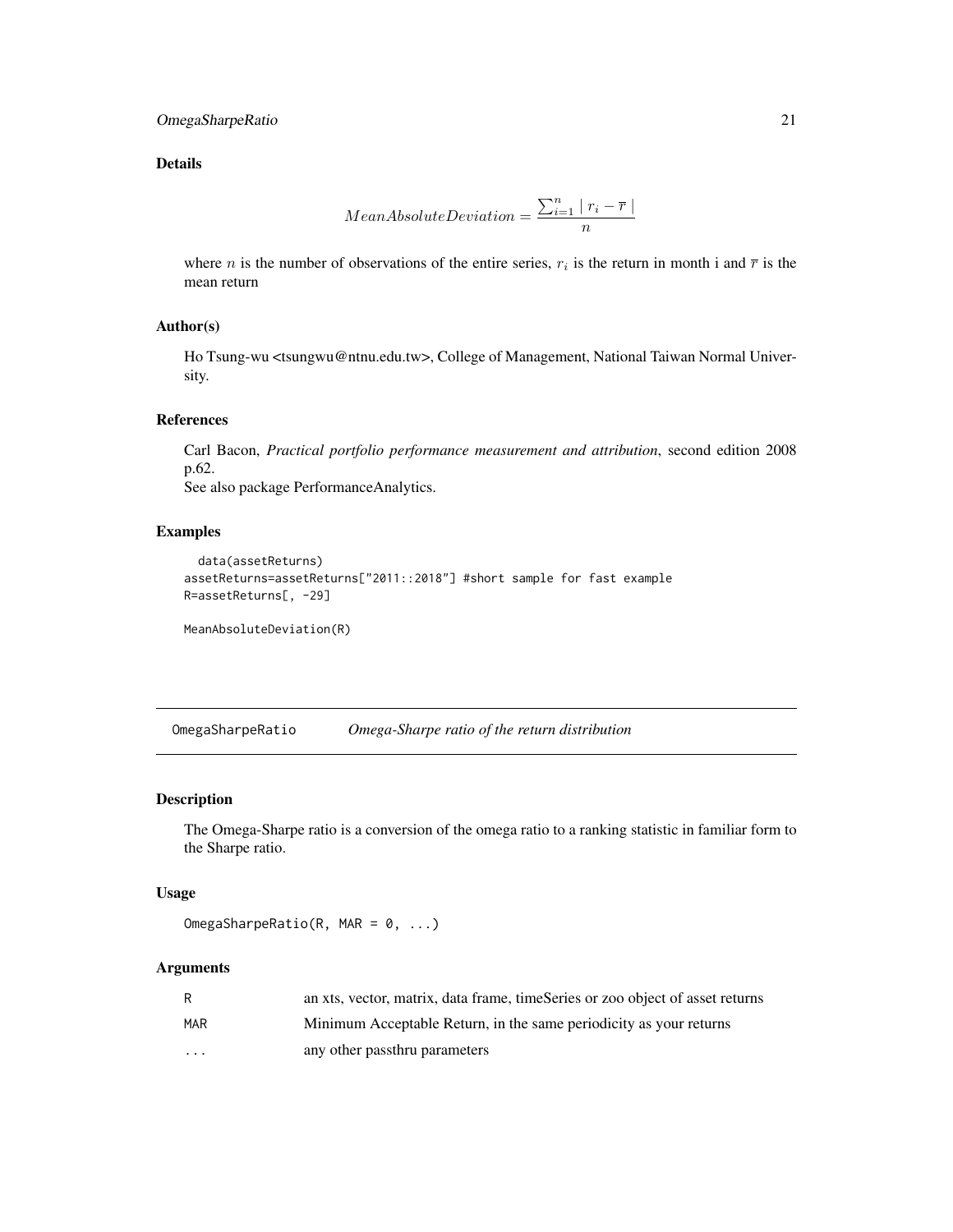### Details

$$MeanAbsoluteDeviation = \frac{\sum_{i=1}^{n} \mid r_i - \overline{r} \mid}{n}$$

where $n$ is the number of observations of the entire series, $r_i$ is the return in month i and $\overline{r}$ is the mean return

### Author(s)

Ho Tsung-wu <tsungwu@ntnu.edu.tw>, College of Management, National Taiwan Normal University.

### References

Carl Bacon, *Practical portfolio performance measurement and attribution*, second edition 2008 p.62.
See also package PerformanceAnalytics.

### Examples

```
  data(assetReturns)
assetReturns=assetReturns["2011::2018"] #short sample for fast example
R=assetReturns[, -29]

MeanAbsoluteDeviation(R)
```

---

## OmegaSharpeRatio *Omega-Sharpe ratio of the return distribution*

### Description

The Omega-Sharpe ratio is a conversion of the omega ratio to a ranking statistic in familiar form to the Sharpe ratio.

### Usage

```
OmegaSharpeRatio(R, MAR = 0, ...)
```

### Arguments

| | |
|---|---|
| R | an xts, vector, matrix, data frame, timeSeries or zoo object of asset returns |
| MAR | Minimum Acceptable Return, in the same periodicity as your returns |
| ... | any other passthru parameters |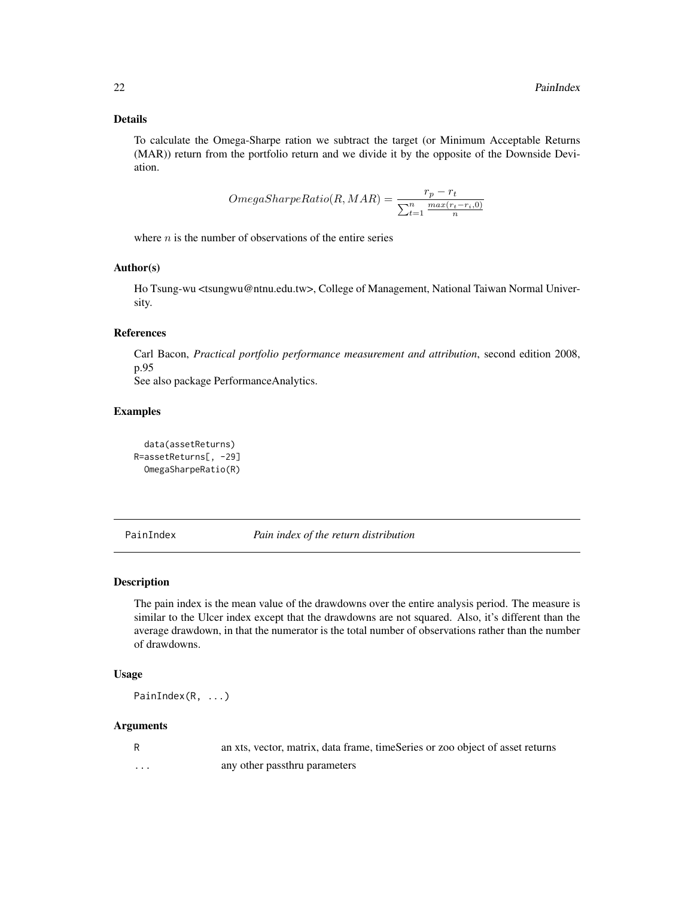### Details

To calculate the Omega-Sharpe ration we subtract the target (or Minimum Acceptable Returns (MAR)) return from the portfolio return and we divide it by the opposite of the Downside Deviation.

$$OmegaSharpeRatio(R, MAR) = \frac{r_p - r_t}{\sum_{t=1}^{n} \frac{max(r_t - r_i, 0)}{n}}$$

where $n$ is the number of observations of the entire series

### Author(s)

Ho Tsung-wu <tsungwu@ntnu.edu.tw>, College of Management, National Taiwan Normal University.

### References

Carl Bacon, *Practical portfolio performance measurement and attribution*, second edition 2008, p.95
See also package PerformanceAnalytics.

### Examples

```
  data(assetReturns)
R=assetReturns[, -29]
  OmegaSharpeRatio(R)
```

---

## PainIndex *Pain index of the return distribution*

---

### Description

The pain index is the mean value of the drawdowns over the entire analysis period. The measure is similar to the Ulcer index except that the drawdowns are not squared. Also, it's different than the average drawdown, in that the numerator is the total number of observations rather than the number of drawdowns.

### Usage

```
PainIndex(R, ...)
```

### Arguments

| | |
|---|---|
| R | an xts, vector, matrix, data frame, timeSeries or zoo object of asset returns |
| ... | any other passthru parameters |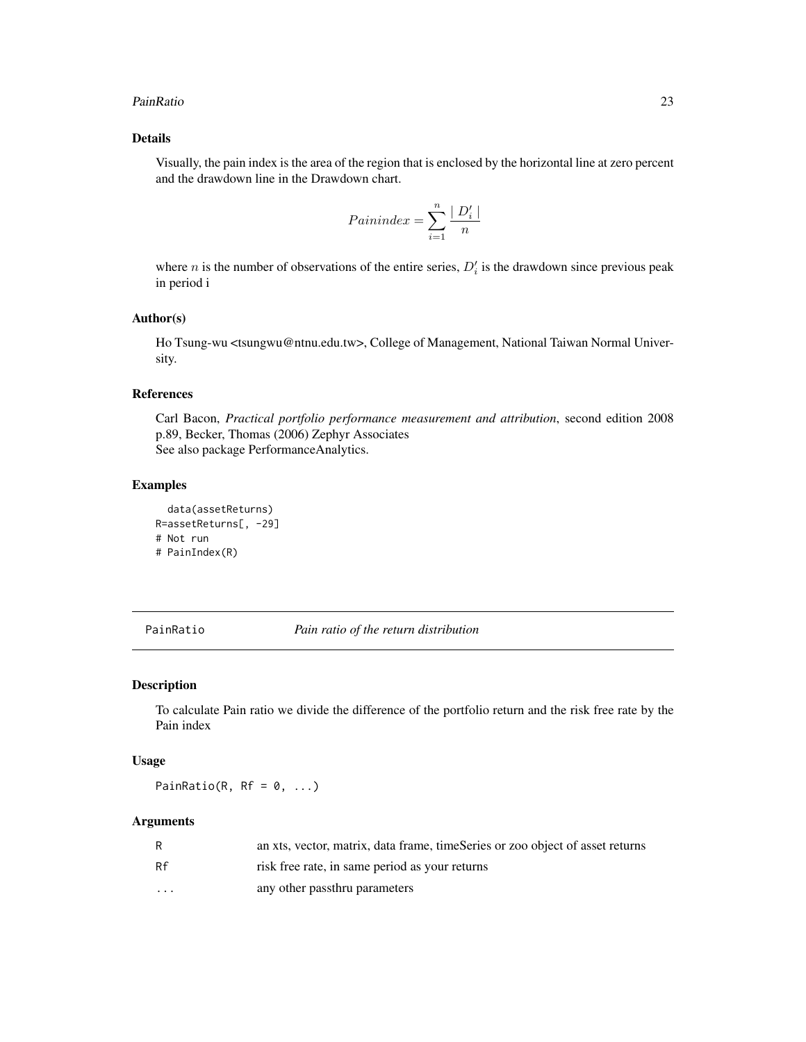## Details

Visually, the pain index is the area of the region that is enclosed by the horizontal line at zero percent and the drawdown line in the Drawdown chart.

$$Painindex = \sum_{i=1}^{n} \frac{\mid D'_i \mid}{n}$$

where $n$ is the number of observations of the entire series, $D'_i$ is the drawdown since previous peak in period i

## Author(s)

Ho Tsung-wu <tsungwu@ntnu.edu.tw>, College of Management, National Taiwan Normal University.

## References

Carl Bacon, *Practical portfolio performance measurement and attribution*, second edition 2008 p.89, Becker, Thomas (2006) Zephyr Associates
See also package PerformanceAnalytics.

## Examples

```
  data(assetReturns)
R=assetReturns[, -29]
# Not run
# PainIndex(R)
```

---

# PainRatio *Pain ratio of the return distribution*

## Description

To calculate Pain ratio we divide the difference of the portfolio return and the risk free rate by the Pain index

## Usage

```
PainRatio(R, Rf = 0, ...)
```

## Arguments

| | |
|---|---|
| R | an xts, vector, matrix, data frame, timeSeries or zoo object of asset returns |
| Rf | risk free rate, in same period as your returns |
| ... | any other passthru parameters |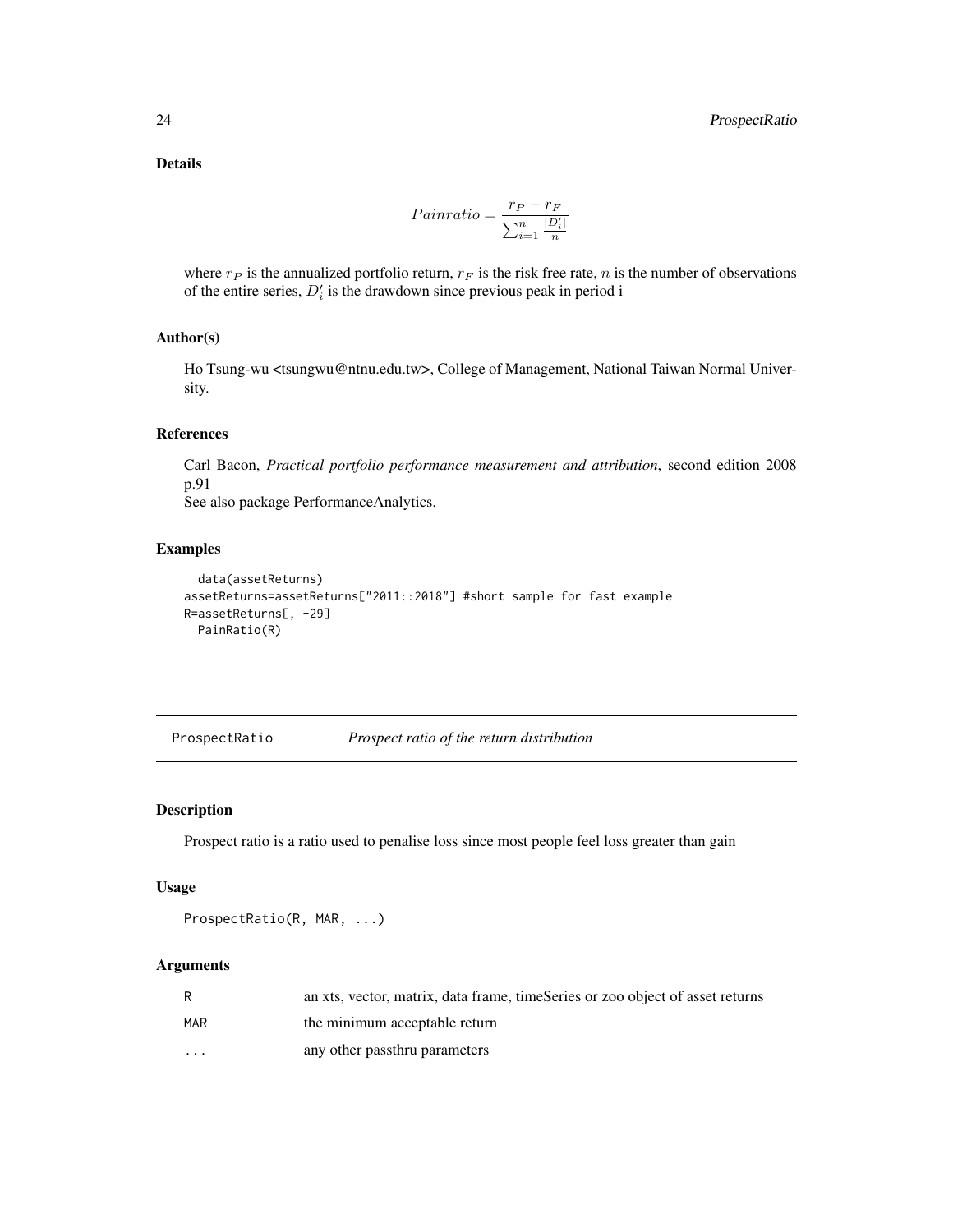### Details

$$Painratio = \frac{r_P - r_F}{\sum_{i=1}^{n} \frac{|D_i'|}{n}}$$

where $r_P$ is the annualized portfolio return, $r_F$ is the risk free rate, $n$ is the number of observations of the entire series, $D_i'$ is the drawdown since previous peak in period i

### Author(s)

Ho Tsung-wu <tsungwu@ntnu.edu.tw>, College of Management, National Taiwan Normal University.

### References

Carl Bacon, *Practical portfolio performance measurement and attribution*, second edition 2008 p.91
See also package PerformanceAnalytics.

### Examples

```
  data(assetReturns)
assetReturns=assetReturns["2011::2018"] #short sample for fast example
R=assetReturns[, -29]
  PainRatio(R)
```

---

## ProspectRatio *Prospect ratio of the return distribution*

### Description

Prospect ratio is a ratio used to penalise loss since most people feel loss greater than gain

### Usage

```
ProspectRatio(R, MAR, ...)
```

### Arguments

| | |
|---|---|
| R | an xts, vector, matrix, data frame, timeSeries or zoo object of asset returns |
| MAR | the minimum acceptable return |
| ... | any other passthru parameters |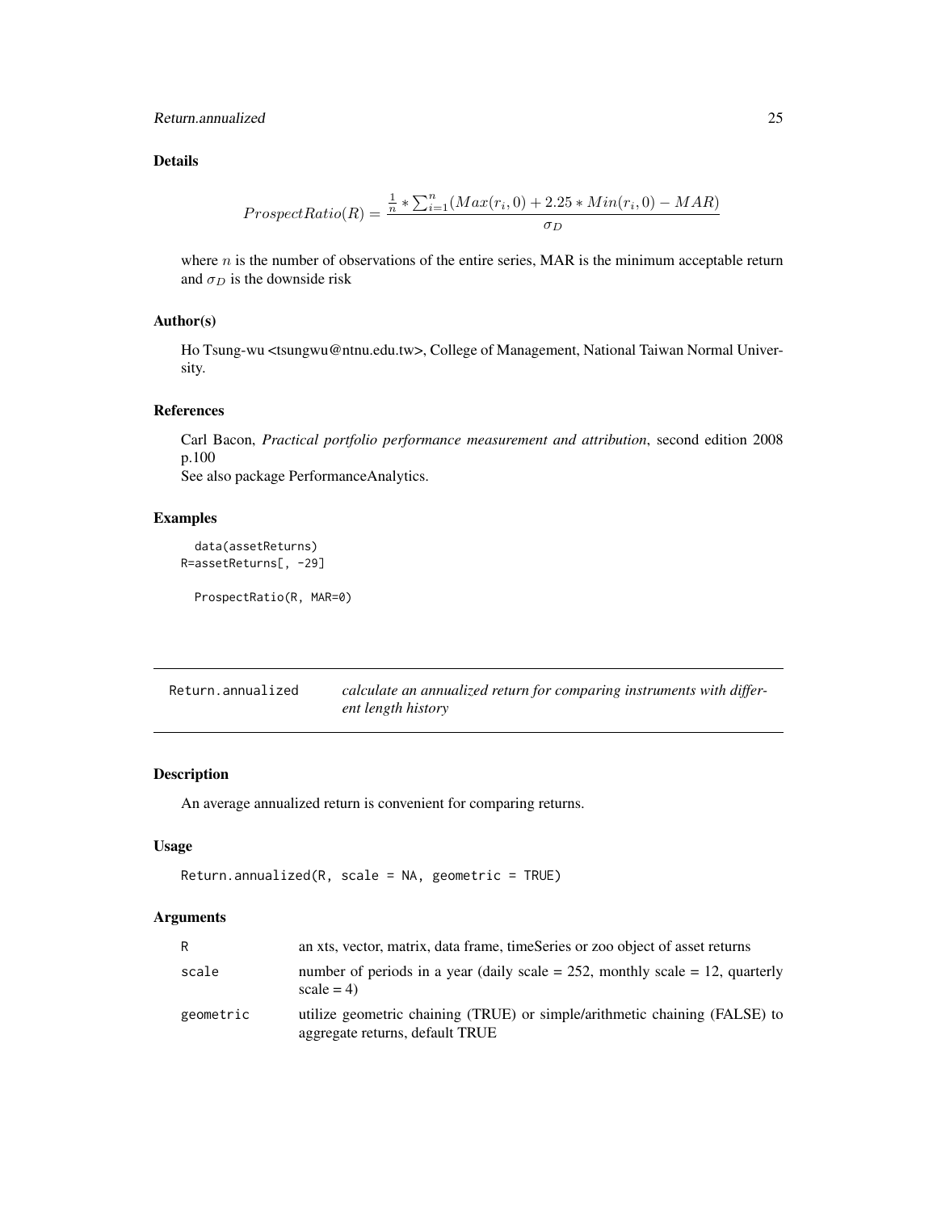### Details

$$ProspectRatio(R) = \frac{\frac{1}{n} * \sum_{i=1}^{n}(Max(r_i, 0) + 2.25 * Min(r_i, 0) - MAR)}{\sigma_D}$$

where $n$ is the number of observations of the entire series, MAR is the minimum acceptable return and $\sigma_D$ is the downside risk

### Author(s)

Ho Tsung-wu <tsungwu@ntnu.edu.tw>, College of Management, National Taiwan Normal University.

### References

Carl Bacon, *Practical portfolio performance measurement and attribution*, second edition 2008 p.100
See also package PerformanceAnalytics.

### Examples

```
  data(assetReturns)
R=assetReturns[, -29]

  ProspectRatio(R, MAR=0)
```

---

## Return.annualized — *calculate an annualized return for comparing instruments with different length history*

---

### Description

An average annualized return is convenient for comparing returns.

### Usage

```
Return.annualized(R, scale = NA, geometric = TRUE)
```

### Arguments

| | |
|---|---|
| R | an xts, vector, matrix, data frame, timeSeries or zoo object of asset returns |
| scale | number of periods in a year (daily scale = 252, monthly scale = 12, quarterly scale = 4) |
| geometric | utilize geometric chaining (TRUE) or simple/arithmetic chaining (FALSE) to aggregate returns, default TRUE |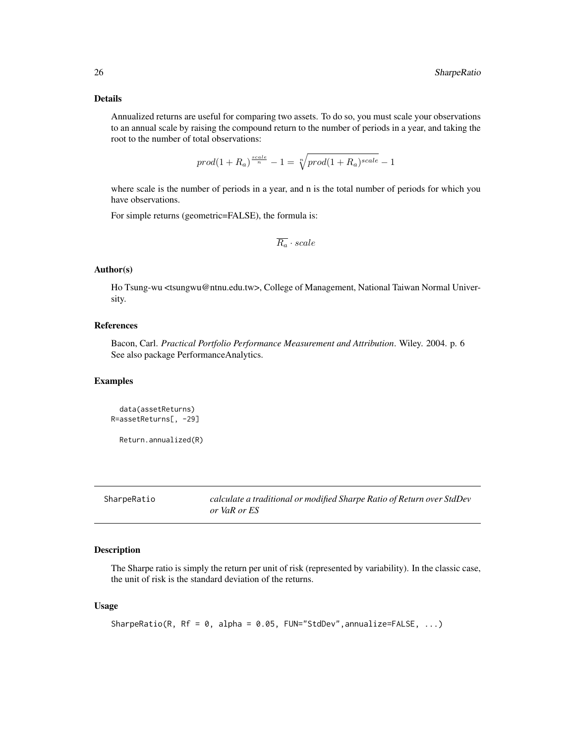### Details

Annualized returns are useful for comparing two assets. To do so, you must scale your observations to an annual scale by raising the compound return to the number of periods in a year, and taking the root to the number of total observations:

$$prod(1 + R_a)^{\frac{scale}{n}} - 1 = \sqrt[n]{prod(1 + R_a)^{scale}} - 1$$

where scale is the number of periods in a year, and n is the total number of periods for which you have observations.

For simple returns (geometric=FALSE), the formula is:

$$\overline{R_a} \cdot scale$$

### Author(s)

Ho Tsung-wu <tsungwu@ntnu.edu.tw>, College of Management, National Taiwan Normal University.

### References

Bacon, Carl. *Practical Portfolio Performance Measurement and Attribution*. Wiley. 2004. p. 6
See also package PerformanceAnalytics.

### Examples

```
  data(assetReturns)
R=assetReturns[, -29]

  Return.annualized(R)
```

---

## SharpeRatio — *calculate a traditional or modified Sharpe Ratio of Return over StdDev or VaR or ES*

---

### Description

The Sharpe ratio is simply the return per unit of risk (represented by variability). In the classic case, the unit of risk is the standard deviation of the returns.

### Usage

```
SharpeRatio(R, Rf = 0, alpha = 0.05, FUN="StdDev",annualize=FALSE, ...)
```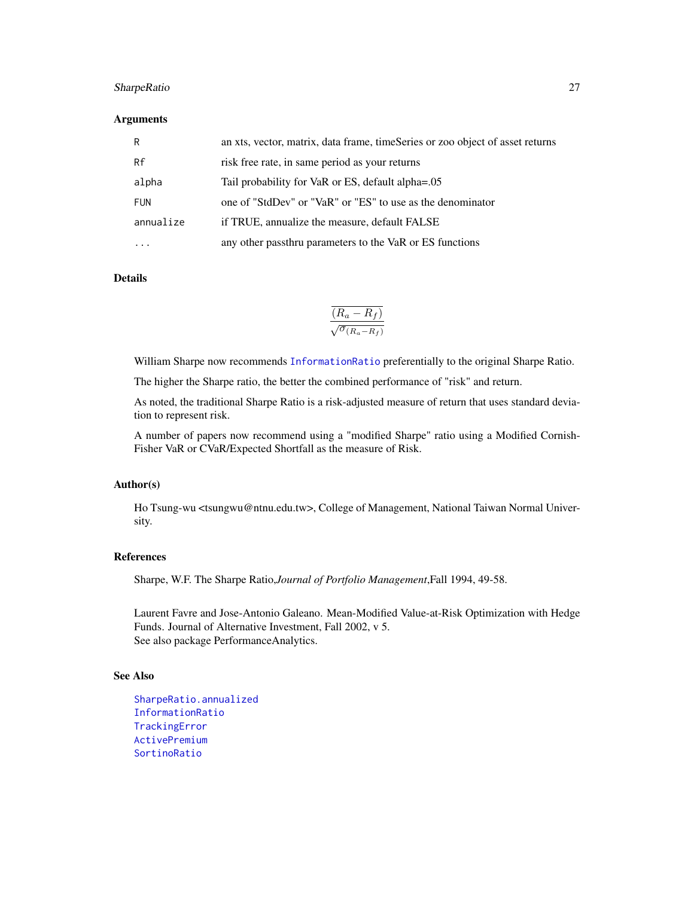### Arguments

| | |
|---|---|
| R | an xts, vector, matrix, data frame, timeSeries or zoo object of asset returns |
| Rf | risk free rate, in same period as your returns |
| alpha | Tail probability for VaR or ES, default alpha=.05 |
| FUN | one of "StdDev" or "VaR" or "ES" to use as the denominator |
| annualize | if TRUE, annualize the measure, default FALSE |
| ... | any other passthru parameters to the VaR or ES functions |

### Details

$$\frac{\overline{(R_a - R_f)}}{\sqrt{\sigma_{(R_a - R_f)}}}$$

William Sharpe now recommends InformationRatio preferentially to the original Sharpe Ratio.

The higher the Sharpe ratio, the better the combined performance of "risk" and return.

As noted, the traditional Sharpe Ratio is a risk-adjusted measure of return that uses standard deviation to represent risk.

A number of papers now recommend using a "modified Sharpe" ratio using a Modified Cornish-Fisher VaR or CVaR/Expected Shortfall as the measure of Risk.

### Author(s)

Ho Tsung-wu <tsungwu@ntnu.edu.tw>, College of Management, National Taiwan Normal University.

### References

Sharpe, W.F. The Sharpe Ratio,*Journal of Portfolio Management*,Fall 1994, 49-58.

Laurent Favre and Jose-Antonio Galeano. Mean-Modified Value-at-Risk Optimization with Hedge Funds. Journal of Alternative Investment, Fall 2002, v 5.
See also package PerformanceAnalytics.

### See Also

SharpeRatio.annualized
InformationRatio
TrackingError
ActivePremium
SortinoRatio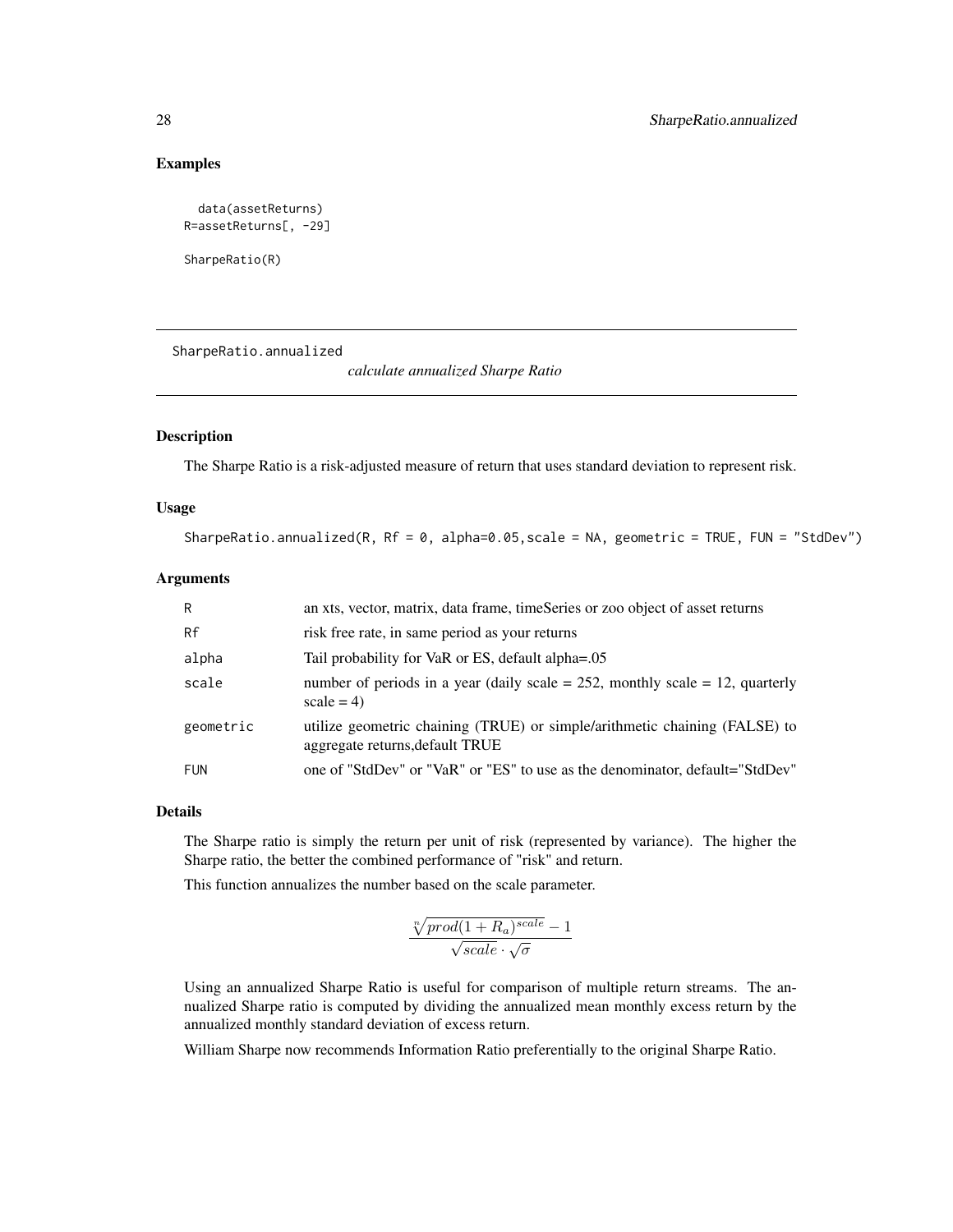## Examples

```
  data(assetReturns)
R=assetReturns[, -29]

SharpeRatio(R)
```

---

SharpeRatio.annualized &nbsp;&nbsp;&nbsp;&nbsp;&nbsp;&nbsp;&nbsp;&nbsp; *calculate annualized Sharpe Ratio*

---

### Description

The Sharpe Ratio is a risk-adjusted measure of return that uses standard deviation to represent risk.

### Usage

```
SharpeRatio.annualized(R, Rf = 0, alpha=0.05,scale = NA, geometric = TRUE, FUN = "StdDev")
```

### Arguments

| | |
|---|---|
| R | an xts, vector, matrix, data frame, timeSeries or zoo object of asset returns |
| Rf | risk free rate, in same period as your returns |
| alpha | Tail probability for VaR or ES, default alpha=.05 |
| scale | number of periods in a year (daily scale = 252, monthly scale = 12, quarterly scale = 4) |
| geometric | utilize geometric chaining (TRUE) or simple/arithmetic chaining (FALSE) to aggregate returns,default TRUE |
| FUN | one of "StdDev" or "VaR" or "ES" to use as the denominator, default="StdDev" |

### Details

The Sharpe ratio is simply the return per unit of risk (represented by variance). The higher the Sharpe ratio, the better the combined performance of "risk" and return.

This function annualizes the number based on the scale parameter.

$$\frac{\sqrt[n]{prod(1+R_a)^{scale}}-1}{\sqrt{scale}\cdot\sqrt{\sigma}}$$

Using an annualized Sharpe Ratio is useful for comparison of multiple return streams. The annualized Sharpe ratio is computed by dividing the annualized mean monthly excess return by the annualized monthly standard deviation of excess return.

William Sharpe now recommends Information Ratio preferentially to the original Sharpe Ratio.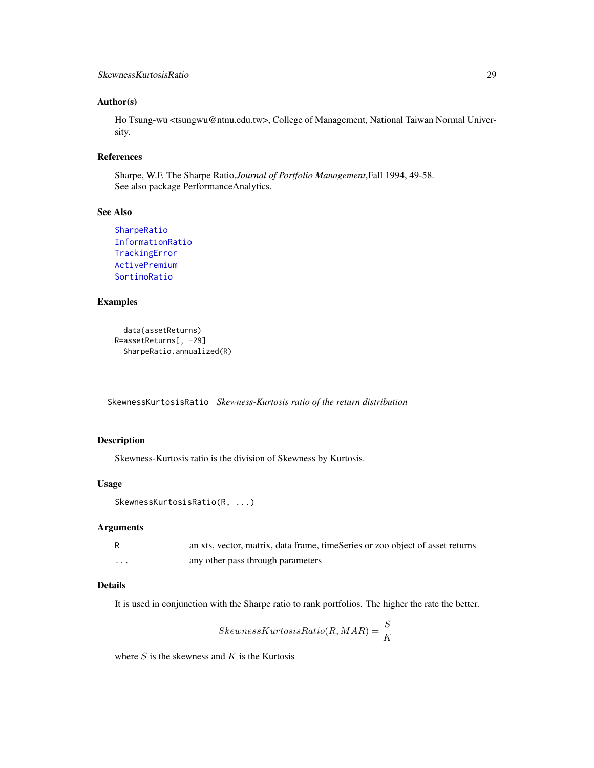### Author(s)

Ho Tsung-wu <tsungwu@ntnu.edu.tw>, College of Management, National Taiwan Normal University.

### References

Sharpe, W.F. The Sharpe Ratio,*Journal of Portfolio Management*,Fall 1994, 49-58.
See also package PerformanceAnalytics.

### See Also

SharpeRatio
InformationRatio
TrackingError
ActivePremium
SortinoRatio

### Examples

```
  data(assetReturns)
R=assetReturns[, -29]
  SharpeRatio.annualized(R)
```

---

## SkewnessKurtosisRatio    *Skewness-Kurtosis ratio of the return distribution*

---

### Description

Skewness-Kurtosis ratio is the division of Skewness by Kurtosis.

### Usage

```
SkewnessKurtosisRatio(R, ...)
```

### Arguments

| | |
|---|---|
| R | an xts, vector, matrix, data frame, timeSeries or zoo object of asset returns |
| ... | any other pass through parameters |

### Details

It is used in conjunction with the Sharpe ratio to rank portfolios. The higher the rate the better.

$$SkewnessKurtosisRatio(R, MAR) = \frac{S}{K}$$

where $S$ is the skewness and $K$ is the Kurtosis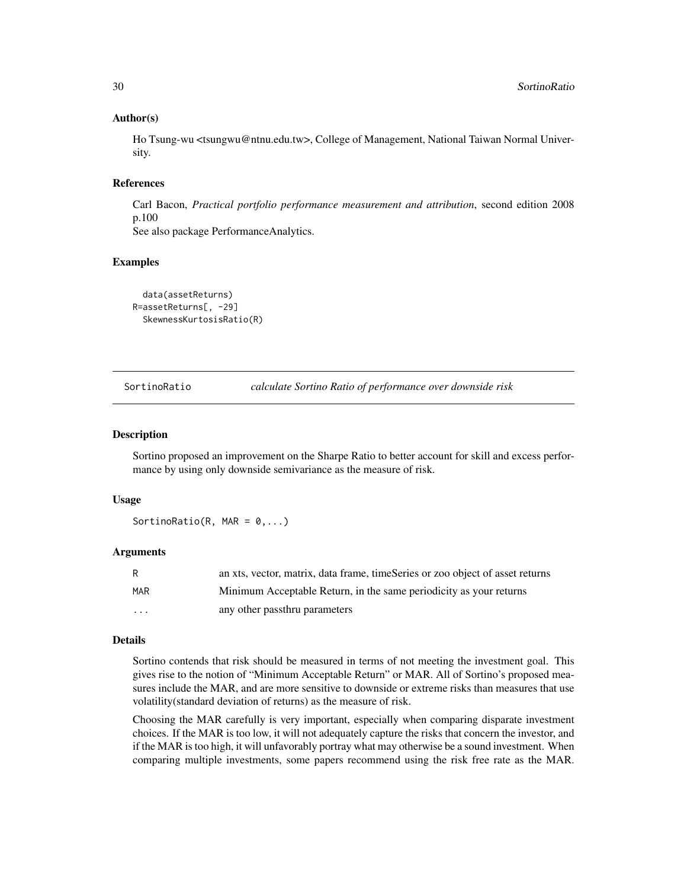### Author(s)

Ho Tsung-wu <tsungwu@ntnu.edu.tw>, College of Management, National Taiwan Normal University.

### References

Carl Bacon, *Practical portfolio performance measurement and attribution*, second edition 2008 p.100
See also package PerformanceAnalytics.

### Examples

```
  data(assetReturns)
R=assetReturns[, -29]
  SkewnessKurtosisRatio(R)
```

---

## SortinoRatio — *calculate Sortino Ratio of performance over downside risk*

---

### Description

Sortino proposed an improvement on the Sharpe Ratio to better account for skill and excess performance by using only downside semivariance as the measure of risk.

### Usage

```
SortinoRatio(R, MAR = 0,...)
```

### Arguments

| | |
|---|---|
| R | an xts, vector, matrix, data frame, timeSeries or zoo object of asset returns |
| MAR | Minimum Acceptable Return, in the same periodicity as your returns |
| ... | any other passthru parameters |

### Details

Sortino contends that risk should be measured in terms of not meeting the investment goal. This gives rise to the notion of "Minimum Acceptable Return" or MAR. All of Sortino's proposed measures include the MAR, and are more sensitive to downside or extreme risks than measures that use volatility(standard deviation of returns) as the measure of risk.

Choosing the MAR carefully is very important, especially when comparing disparate investment choices. If the MAR is too low, it will not adequately capture the risks that concern the investor, and if the MAR is too high, it will unfavorably portray what may otherwise be a sound investment. When comparing multiple investments, some papers recommend using the risk free rate as the MAR.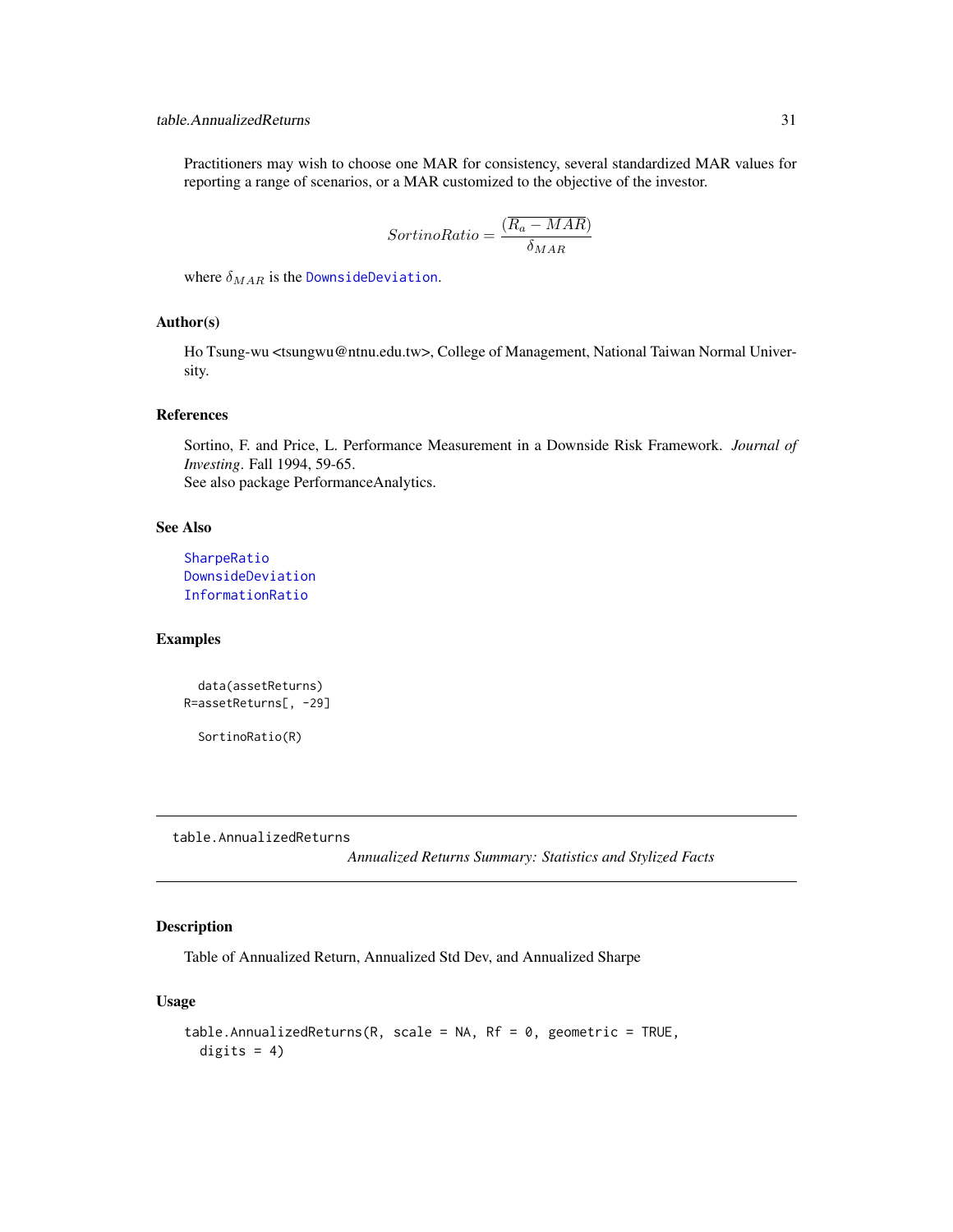Practitioners may wish to choose one MAR for consistency, several standardized MAR values for reporting a range of scenarios, or a MAR customized to the objective of the investor.

$$SortinoRatio = \frac{(\overline{R_a - MAR})}{\delta_{MAR}}$$

where $\delta_{MAR}$ is the DownsideDeviation.

### Author(s)

Ho Tsung-wu <tsungwu@ntnu.edu.tw>, College of Management, National Taiwan Normal University.

### References

Sortino, F. and Price, L. Performance Measurement in a Downside Risk Framework. *Journal of Investing*. Fall 1994, 59-65.
See also package PerformanceAnalytics.

### See Also

SharpeRatio
DownsideDeviation
InformationRatio

### Examples

```
  data(assetReturns)
R=assetReturns[, -29]

  SortinoRatio(R)
```

---

## table.AnnualizedReturns

*Annualized Returns Summary: Statistics and Stylized Facts*

---

### Description

Table of Annualized Return, Annualized Std Dev, and Annualized Sharpe

### Usage

```
table.AnnualizedReturns(R, scale = NA, Rf = 0, geometric = TRUE,
  digits = 4)
```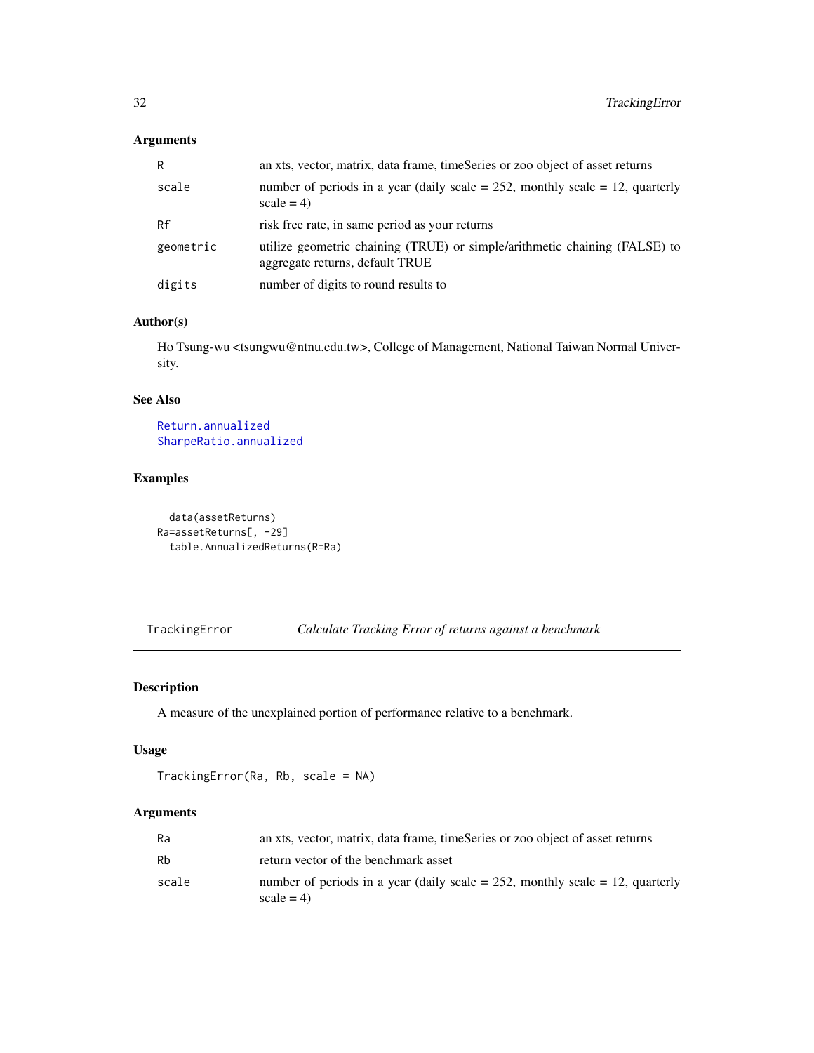## Arguments

| | |
|---|---|
| R | an xts, vector, matrix, data frame, timeSeries or zoo object of asset returns |
| scale | number of periods in a year (daily scale = 252, monthly scale = 12, quarterly scale = 4) |
| Rf | risk free rate, in same period as your returns |
| geometric | utilize geometric chaining (TRUE) or simple/arithmetic chaining (FALSE) to aggregate returns, default TRUE |
| digits | number of digits to round results to |

## Author(s)

Ho Tsung-wu <tsungwu@ntnu.edu.tw>, College of Management, National Taiwan Normal University.

## See Also

Return.annualized
SharpeRatio.annualized

## Examples

```
  data(assetReturns)
Ra=assetReturns[, -29]
  table.AnnualizedReturns(R=Ra)
```

---

# TrackingError *Calculate Tracking Error of returns against a benchmark*

---

## Description

A measure of the unexplained portion of performance relative to a benchmark.

## Usage

```
TrackingError(Ra, Rb, scale = NA)
```

## Arguments

| | |
|---|---|
| Ra | an xts, vector, matrix, data frame, timeSeries or zoo object of asset returns |
| Rb | return vector of the benchmark asset |
| scale | number of periods in a year (daily scale = 252, monthly scale = 12, quarterly scale = 4) |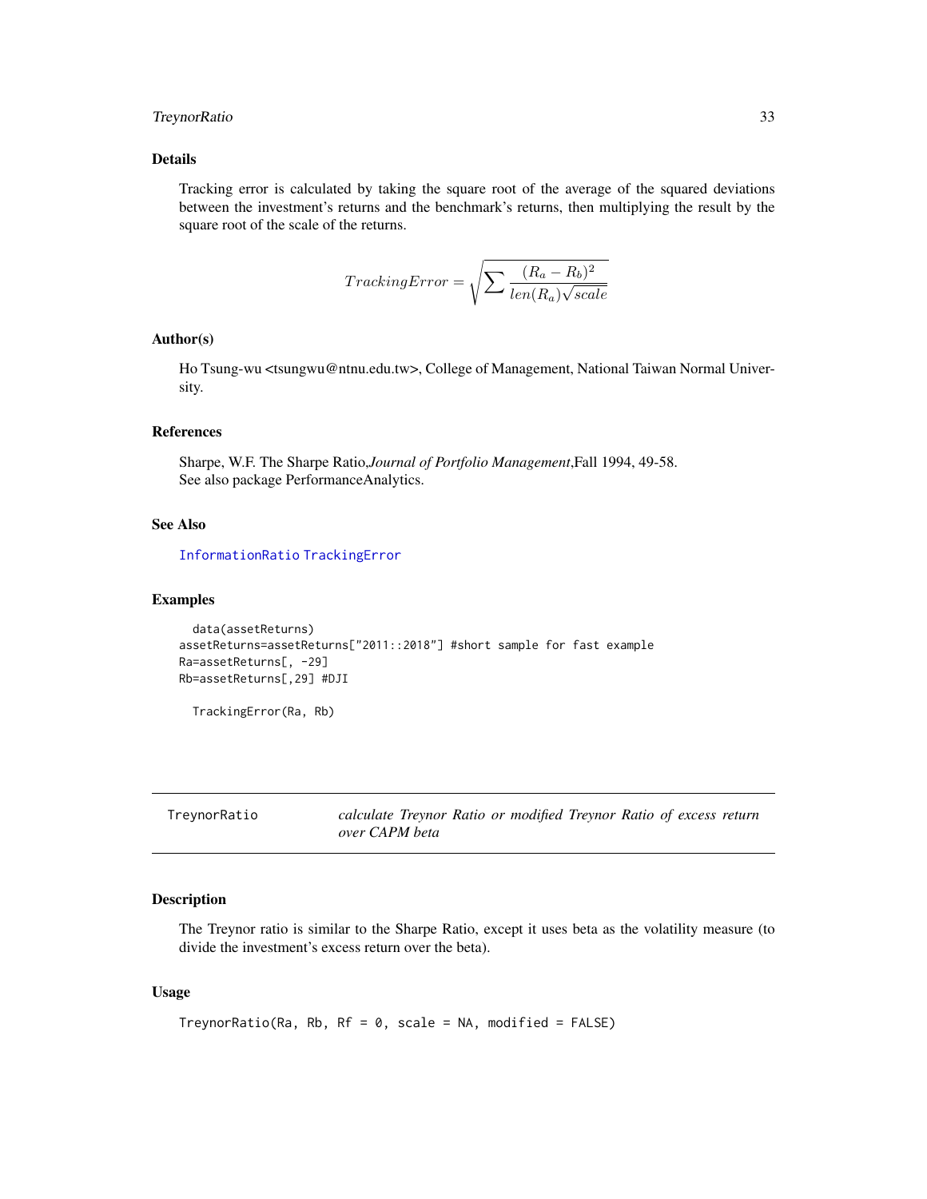## Details

Tracking error is calculated by taking the square root of the average of the squared deviations between the investment's returns and the benchmark's returns, then multiplying the result by the square root of the scale of the returns.

$$TrackingError = \sqrt{\sum \frac{(R_a - R_b)^2}{len(R_a)\sqrt{scale}}}$$

## Author(s)

Ho Tsung-wu <tsungwu@ntnu.edu.tw>, College of Management, National Taiwan Normal University.

## References

Sharpe, W.F. The Sharpe Ratio,*Journal of Portfolio Management*,Fall 1994, 49-58.
See also package PerformanceAnalytics.

## See Also

InformationRatio TrackingError

## Examples

```
  data(assetReturns)
assetReturns=assetReturns["2011::2018"] #short sample for fast example
Ra=assetReturns[, -29]
Rb=assetReturns[,29] #DJI

  TrackingError(Ra, Rb)
```

---

# TreynorRatio — *calculate Treynor Ratio or modified Treynor Ratio of excess return over CAPM beta*

## Description

The Treynor ratio is similar to the Sharpe Ratio, except it uses beta as the volatility measure (to divide the investment's excess return over the beta).

## Usage

```
TreynorRatio(Ra, Rb, Rf = 0, scale = NA, modified = FALSE)
```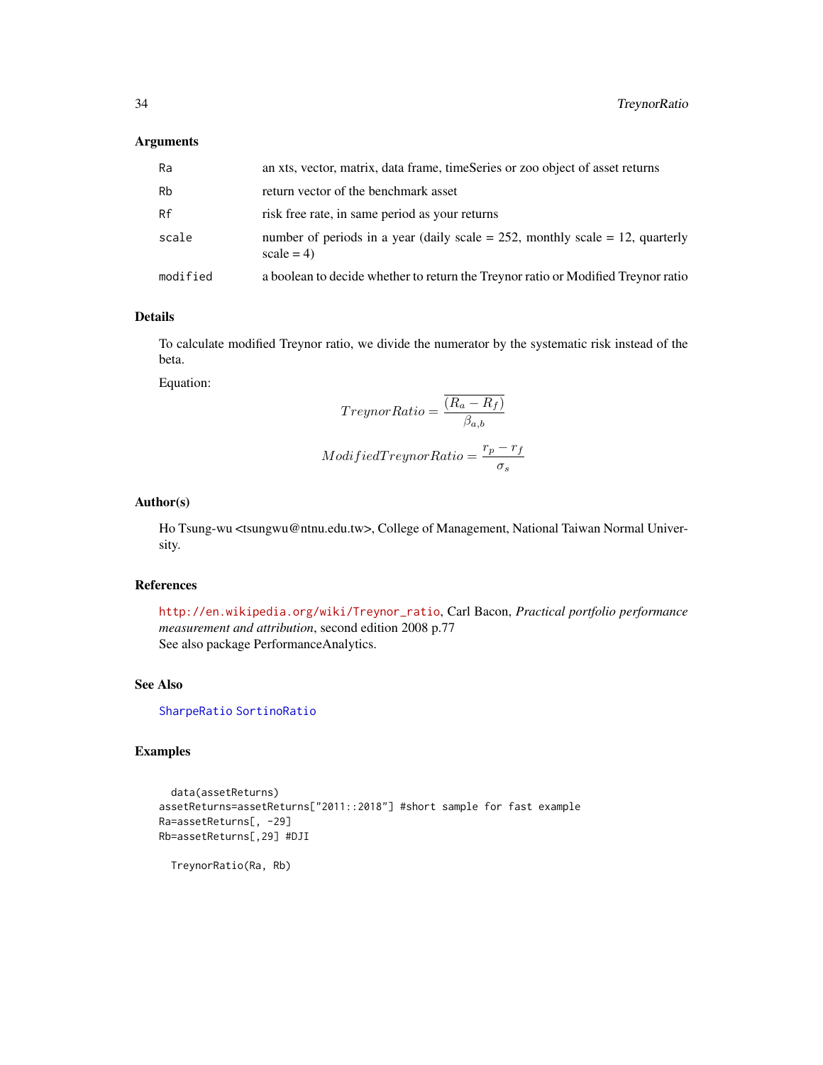## Arguments

| | |
|---|---|
| Ra | an xts, vector, matrix, data frame, timeSeries or zoo object of asset returns |
| Rb | return vector of the benchmark asset |
| Rf | risk free rate, in same period as your returns |
| scale | number of periods in a year (daily scale = 252, monthly scale = 12, quarterly scale = 4) |
| modified | a boolean to decide whether to return the Treynor ratio or Modified Treynor ratio |

## Details

To calculate modified Treynor ratio, we divide the numerator by the systematic risk instead of the beta.

Equation:

$$TreynorRatio = \frac{\overline{(R_a - R_f)}}{\beta_{a,b}}$$

$$ModifiedTreynorRatio = \frac{r_p - r_f}{\sigma_s}$$

## Author(s)

Ho Tsung-wu <tsungwu@ntnu.edu.tw>, College of Management, National Taiwan Normal University.

## References

http://en.wikipedia.org/wiki/Treynor_ratio, Carl Bacon, *Practical portfolio performance measurement and attribution*, second edition 2008 p.77
See also package PerformanceAnalytics.

## See Also

SharpeRatio SortinoRatio

## Examples

```
  data(assetReturns)
assetReturns=assetReturns["2011::2018"] #short sample for fast example
Ra=assetReturns[, -29]
Rb=assetReturns[,29] #DJI

  TreynorRatio(Ra, Rb)
```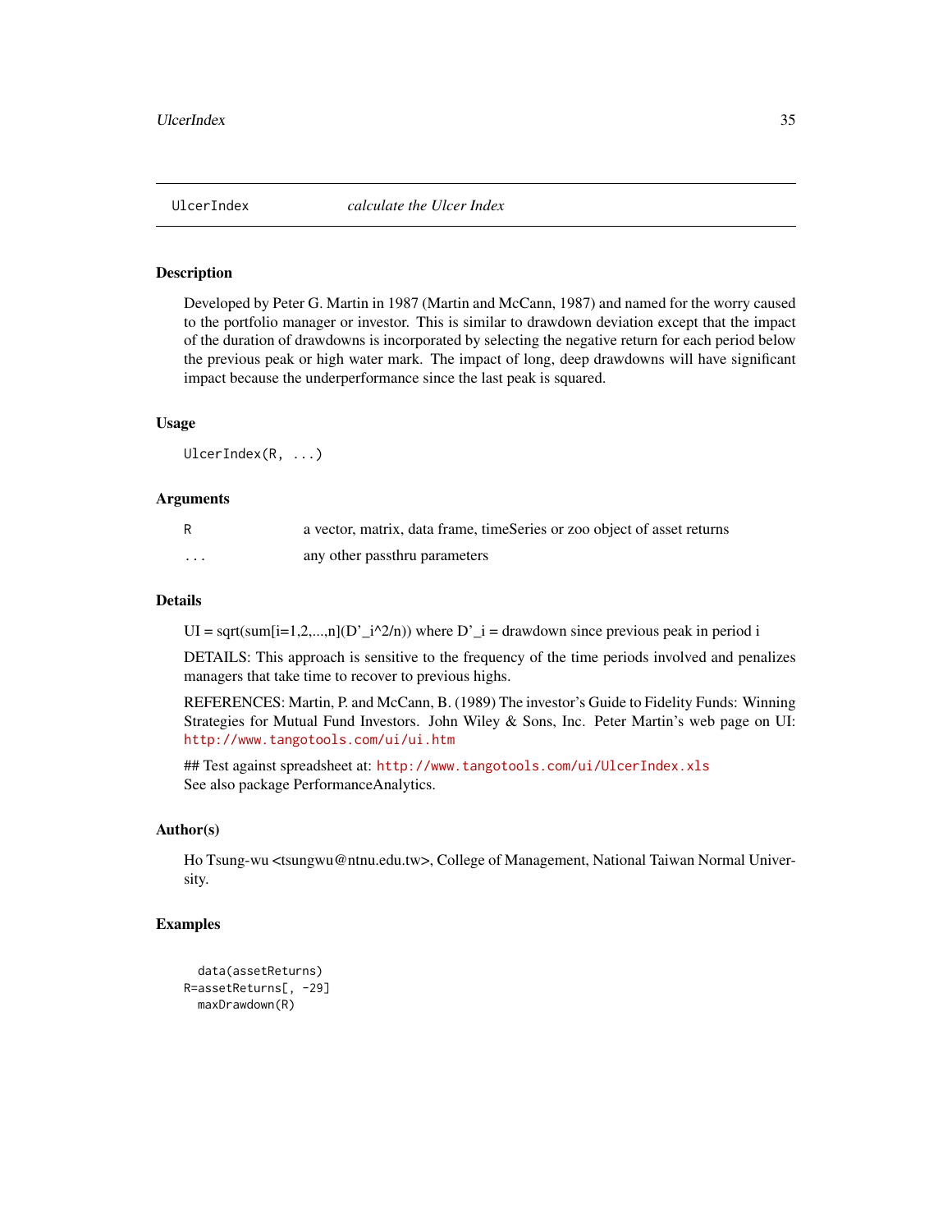## UlcerIndex *calculate the Ulcer Index*

### Description

Developed by Peter G. Martin in 1987 (Martin and McCann, 1987) and named for the worry caused to the portfolio manager or investor. This is similar to drawdown deviation except that the impact of the duration of drawdowns is incorporated by selecting the negative return for each period below the previous peak or high water mark. The impact of long, deep drawdowns will have significant impact because the underperformance since the last peak is squared.

### Usage

```
UlcerIndex(R, ...)
```

### Arguments

| | |
|---|---|
| R | a vector, matrix, data frame, timeSeries or zoo object of asset returns |
| ... | any other passthru parameters |

### Details

UI = sqrt(sum[i=1,2,...,n](D'_i^2/n)) where D'_i = drawdown since previous peak in period i

DETAILS: This approach is sensitive to the frequency of the time periods involved and penalizes managers that take time to recover to previous highs.

REFERENCES: Martin, P. and McCann, B. (1989) The investor's Guide to Fidelity Funds: Winning Strategies for Mutual Fund Investors. John Wiley & Sons, Inc. Peter Martin's web page on UI: http://www.tangotools.com/ui/ui.htm

## Test against spreadsheet at: http://www.tangotools.com/ui/UlcerIndex.xls
See also package PerformanceAnalytics.

### Author(s)

Ho Tsung-wu <tsungwu@ntnu.edu.tw>, College of Management, National Taiwan Normal University.

### Examples

```
  data(assetReturns)
R=assetReturns[, -29]
  maxDrawdown(R)
```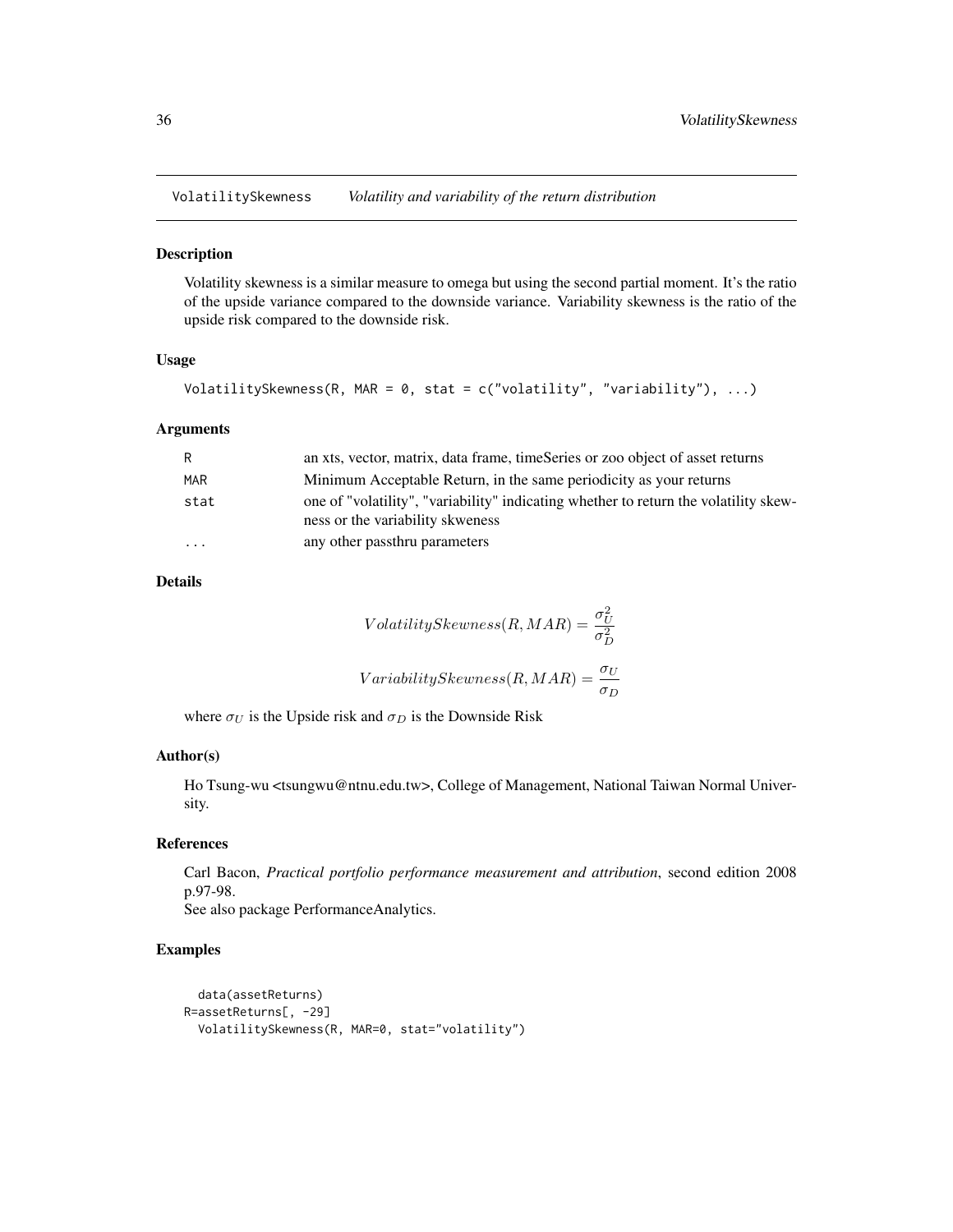# VolatilitySkewness — *Volatility and variability of the return distribution*

## Description

Volatility skewness is a similar measure to omega but using the second partial moment. It's the ratio of the upside variance compared to the downside variance. Variability skewness is the ratio of the upside risk compared to the downside risk.

## Usage

```
VolatilitySkewness(R, MAR = 0, stat = c("volatility", "variability"), ...)
```

## Arguments

| | |
|---|---|
| R | an xts, vector, matrix, data frame, timeSeries or zoo object of asset returns |
| MAR | Minimum Acceptable Return, in the same periodicity as your returns |
| stat | one of "volatility", "variability" indicating whether to return the volatility skewness or the variability skweness |
| ... | any other passthru parameters |

## Details

$$VolatilitySkewness(R, MAR) = \frac{\sigma_U^2}{\sigma_D^2}$$

$$VariabilitySkewness(R, MAR) = \frac{\sigma_U}{\sigma_D}$$

where $\sigma_U$ is the Upside risk and $\sigma_D$ is the Downside Risk

## Author(s)

Ho Tsung-wu <tsungwu@ntnu.edu.tw>, College of Management, National Taiwan Normal University.

## References

Carl Bacon, *Practical portfolio performance measurement and attribution*, second edition 2008 p.97-98.
See also package PerformanceAnalytics.

## Examples

```
  data(assetReturns)
R=assetReturns[, -29]
  VolatilitySkewness(R, MAR=0, stat="volatility")
```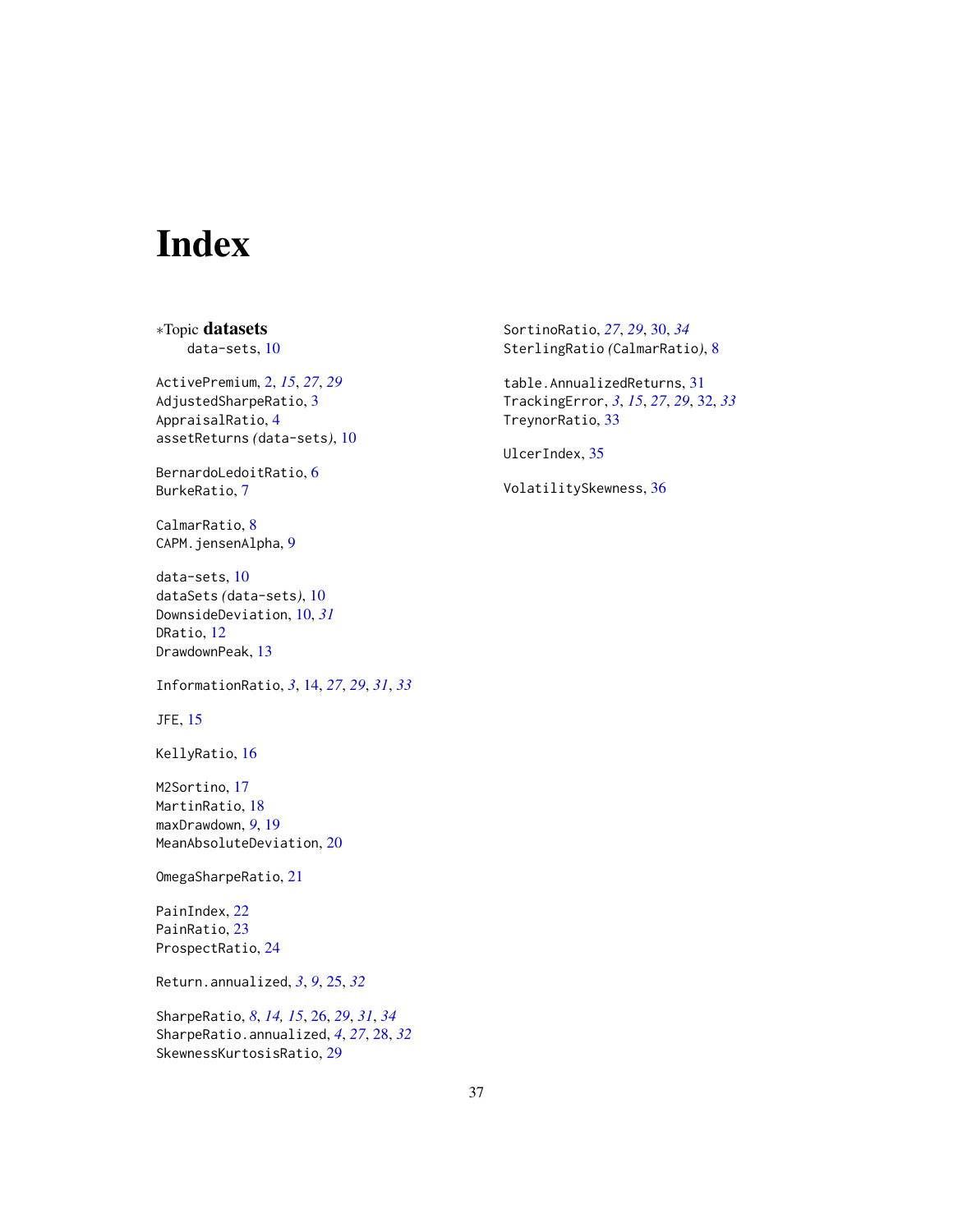# Index

*Topic **datasets**
    data-sets, 10

ActivePremium, 2, *15*, *27*, *29*
AdjustedSharpeRatio, 3
AppraisalRatio, 4
assetReturns *(*data-sets*)*, 10

BernardoLedoitRatio, 6
BurkeRatio, 7

CalmarRatio, 8
CAPM.jensenAlpha, 9

data-sets, 10
dataSets *(*data-sets*)*, 10
DownsideDeviation, 10, *31*
DRatio, 12
DrawdownPeak, 13

InformationRatio, *3*, 14, *27*, *29*, *31*, *33*

JFE, 15

KellyRatio, 16

M2Sortino, 17
MartinRatio, 18
maxDrawdown, *9*, 19
MeanAbsoluteDeviation, 20

OmegaSharpeRatio, 21

PainIndex, 22
PainRatio, 23
ProspectRatio, 24

Return.annualized, *3*, *9*, 25, *32*

SharpeRatio, *8*, *14, 15*, 26, *29*, *31*, *34*
SharpeRatio.annualized, *4*, *27*, 28, *32*
SkewnessKurtosisRatio, 29
SortinoRatio, *27*, *29*, 30, *34*
SterlingRatio *(*CalmarRatio*)*, 8

table.AnnualizedReturns, 31
TrackingError, *3*, *15*, *27*, *29*, 32, *33*
TreynorRatio, 33

UlcerIndex, 35

VolatilitySkewness, 36